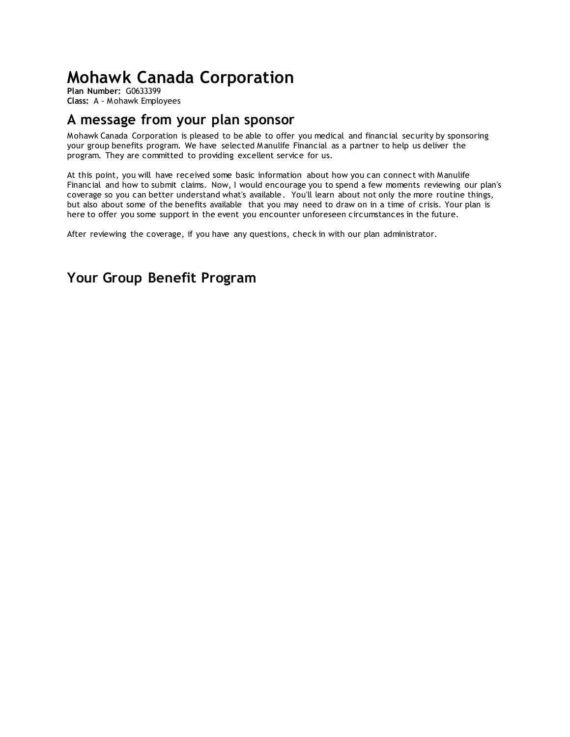# Mohawk Canada Corporation

**Plan Number:** G0633399
**Class:** A - Mohawk Employees

## A message from your plan sponsor

Mohawk Canada Corporation is pleased to be able to offer you medical and financial security by sponsoring your group benefits program. We have selected Manulife Financial as a partner to help us deliver the program. They are committed to providing excellent service for us.

At this point, you will have received some basic information about how you can connect with Manulife Financial and how to submit claims. Now, I would encourage you to spend a few moments reviewing our plan's coverage so you can better understand what's available. You'll learn about not only the more routine things, but also about some of the benefits available that you may need to draw on in a time of crisis. Your plan is here to offer you some support in the event you encounter unforeseen circumstances in the future.

After reviewing the coverage, if you have any questions, check in with our plan administrator.

## Your Group Benefit Program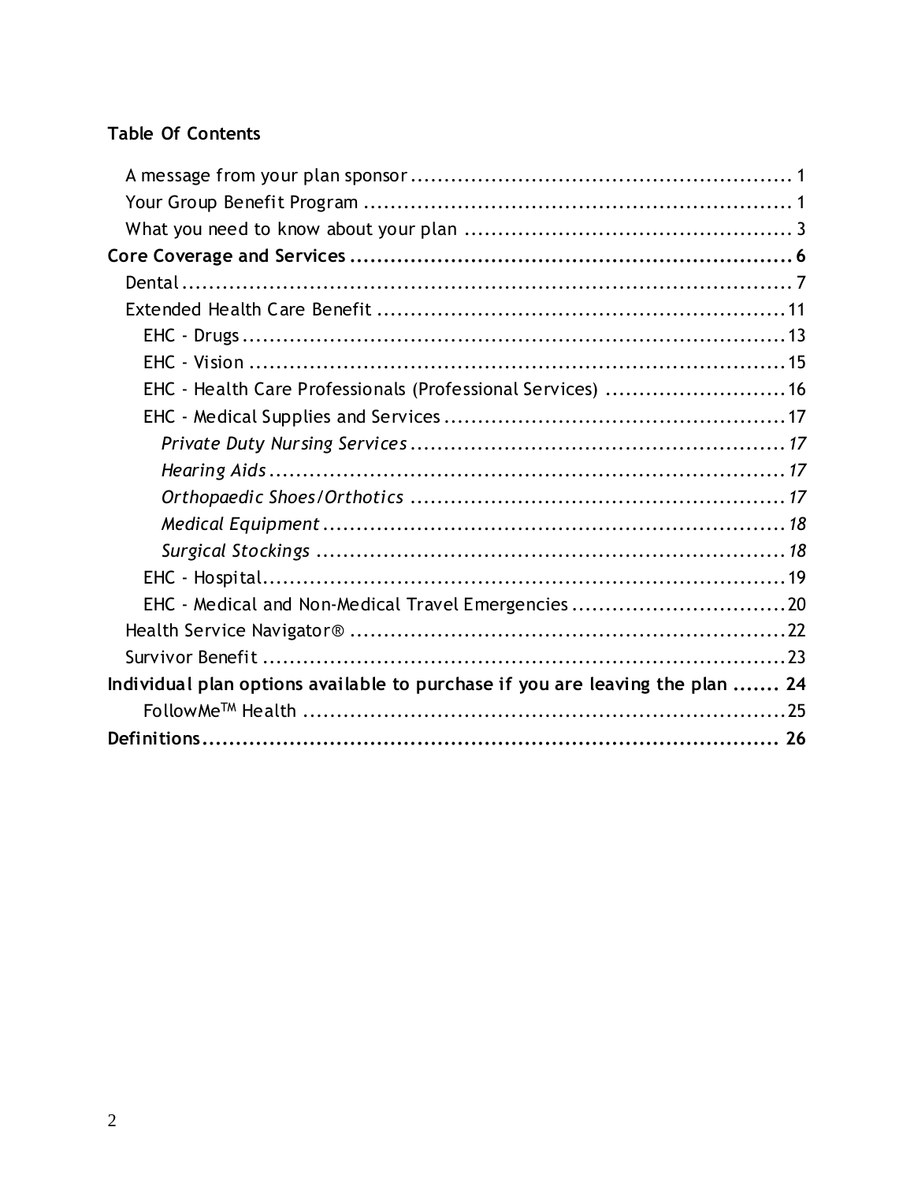**Table Of Contents**

- A message from your plan sponsor ........................................................ 1
- Your Group Benefit Program ............................................................... 1
- What you need to know about your plan ................................................ 3

**Core Coverage and Services ................................................................ 6**

- Dental ........................................................................................... 7
- Extended Health Care Benefit ............................................................ 11
  - EHC - Drugs ................................................................................ 13
  - EHC - Vision ............................................................................... 15
  - EHC - Health Care Professionals (Professional Services) .......................... 16
  - EHC - Medical Supplies and Services .................................................. 17
    - *Private Duty Nursing Services ...................................................... 17*
    - *Hearing Aids ............................................................................ 17*
    - *Orthopaedic Shoes/Orthotics ....................................................... 17*
    - *Medical Equipment .................................................................... 18*
    - *Surgical Stockings ..................................................................... 18*
  - EHC - Hospital ............................................................................. 19
  - EHC - Medical and Non-Medical Travel Emergencies ............................... 20
- Health Service Navigator® ................................................................ 22
- Survivor Benefit ............................................................................. 23

**Individual plan options available to purchase if you are leaving the plan ....... 24**

- FollowMe™ Health ........................................................................ 25

**Definitions ........................................................................................ 26**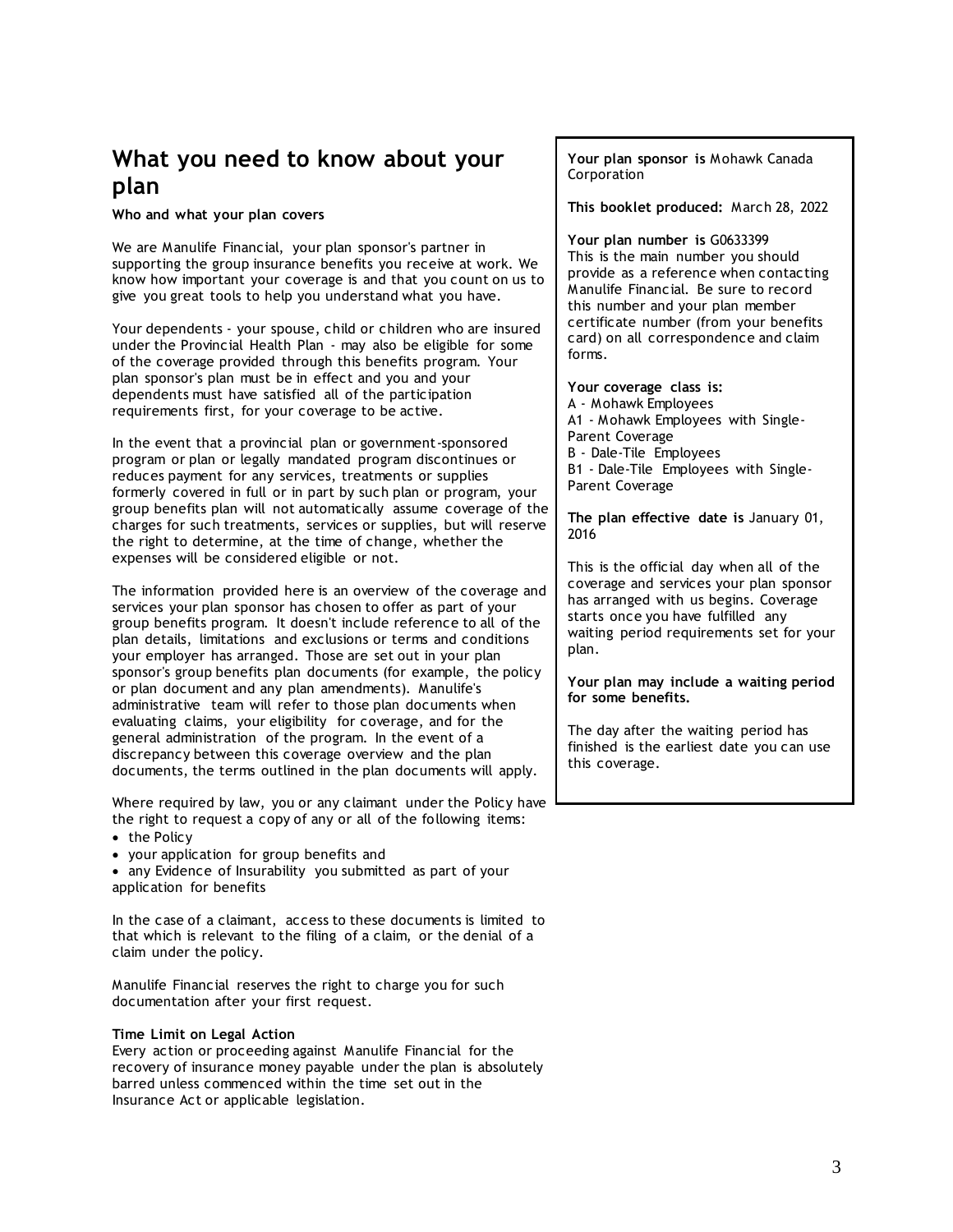# What you need to know about your plan

**Who and what your plan covers**

We are Manulife Financial, your plan sponsor's partner in supporting the group insurance benefits you receive at work. We know how important your coverage is and that you count on us to give you great tools to help you understand what you have.

Your dependents - your spouse, child or children who are insured under the Provincial Health Plan - may also be eligible for some of the coverage provided through this benefits program. Your plan sponsor's plan must be in effect and you and your dependents must have satisfied all of the participation requirements first, for your coverage to be active.

In the event that a provincial plan or government-sponsored program or plan or legally mandated program discontinues or reduces payment for any services, treatments or supplies formerly covered in full or in part by such plan or program, your group benefits plan will not automatically assume coverage of the charges for such treatments, services or supplies, but will reserve the right to determine, at the time of change, whether the expenses will be considered eligible or not.

The information provided here is an overview of the coverage and services your plan sponsor has chosen to offer as part of your group benefits program. It doesn't include reference to all of the plan details, limitations and exclusions or terms and conditions your employer has arranged. Those are set out in your plan sponsor's group benefits plan documents (for example, the policy or plan document and any plan amendments). Manulife's administrative team will refer to those plan documents when evaluating claims, your eligibility for coverage, and for the general administration of the program. In the event of a discrepancy between this coverage overview and the plan documents, the terms outlined in the plan documents will apply.

Where required by law, you or any claimant under the Policy have the right to request a copy of any or all of the following items:

- the Policy
- your application for group benefits and
- any Evidence of Insurability you submitted as part of your application for benefits

In the case of a claimant, access to these documents is limited to that which is relevant to the filing of a claim, or the denial of a claim under the policy.

Manulife Financial reserves the right to charge you for such documentation after your first request.

**Time Limit on Legal Action**
Every action or proceeding against Manulife Financial for the recovery of insurance money payable under the plan is absolutely barred unless commenced within the time set out in the Insurance Act or applicable legislation.

**Your plan sponsor is** Mohawk Canada Corporation

**This booklet produced:** March 28, 2022

**Your plan number is** G0633399
This is the main number you should provide as a reference when contacting Manulife Financial. Be sure to record this number and your plan member certificate number (from your benefits card) on all correspondence and claim forms.

**Your coverage class is:**
A - Mohawk Employees
A1 - Mohawk Employees with Single-Parent Coverage
B - Dale-Tile Employees
B1 - Dale-Tile Employees with Single-Parent Coverage

**The plan effective date is** January 01, 2016

This is the official day when all of the coverage and services your plan sponsor has arranged with us begins. Coverage starts once you have fulfilled any waiting period requirements set for your plan.

**Your plan may include a waiting period for some benefits.**

The day after the waiting period has finished is the earliest date you can use this coverage.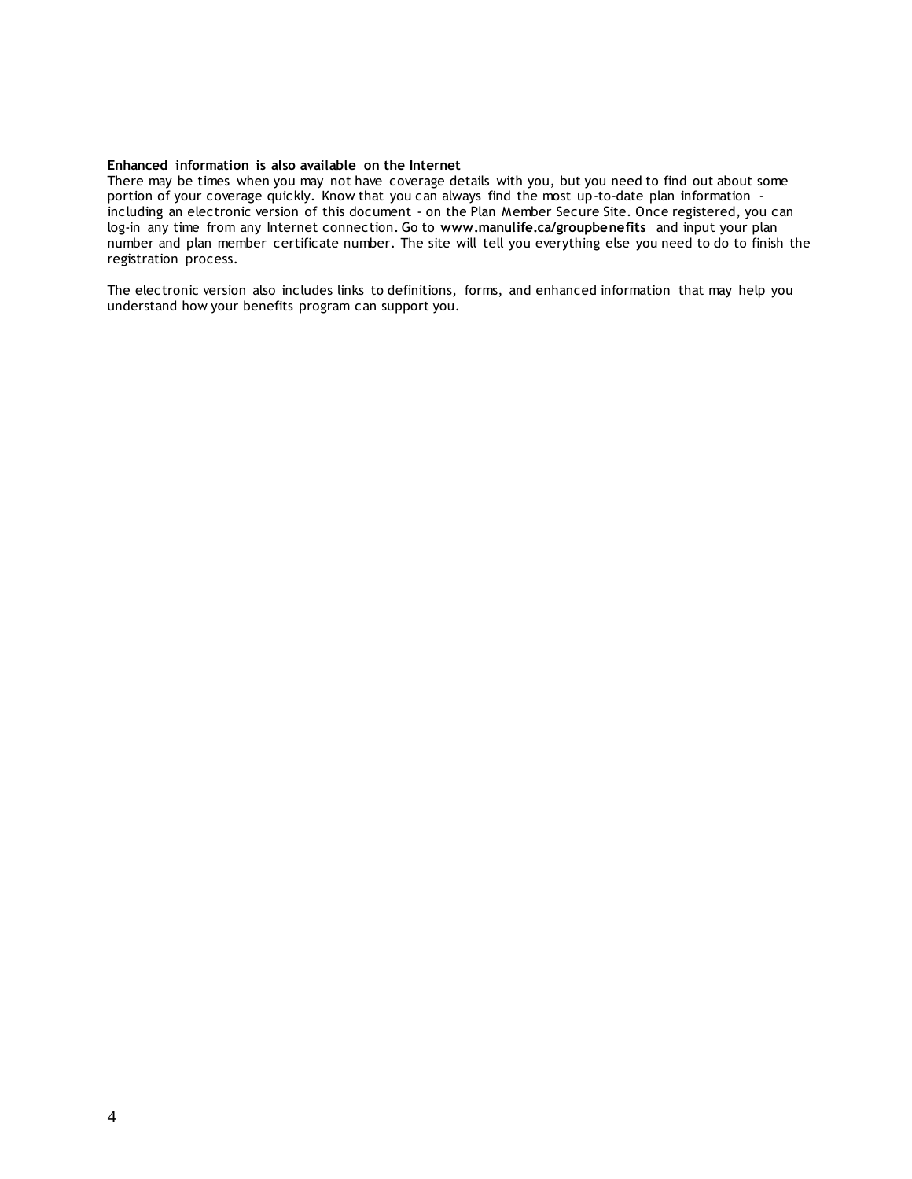**Enhanced information is also available on the Internet**

There may be times when you may not have coverage details with you, but you need to find out about some portion of your coverage quickly. Know that you can always find the most up-to-date plan information - including an electronic version of this document - on the Plan Member Secure Site. Once registered, you can log-in any time from any Internet connection. Go to **www.manulife.ca/groupbenefits** and input your plan number and plan member certificate number. The site will tell you everything else you need to do to finish the registration process.

The electronic version also includes links to definitions, forms, and enhanced information that may help you understand how your benefits program can support you.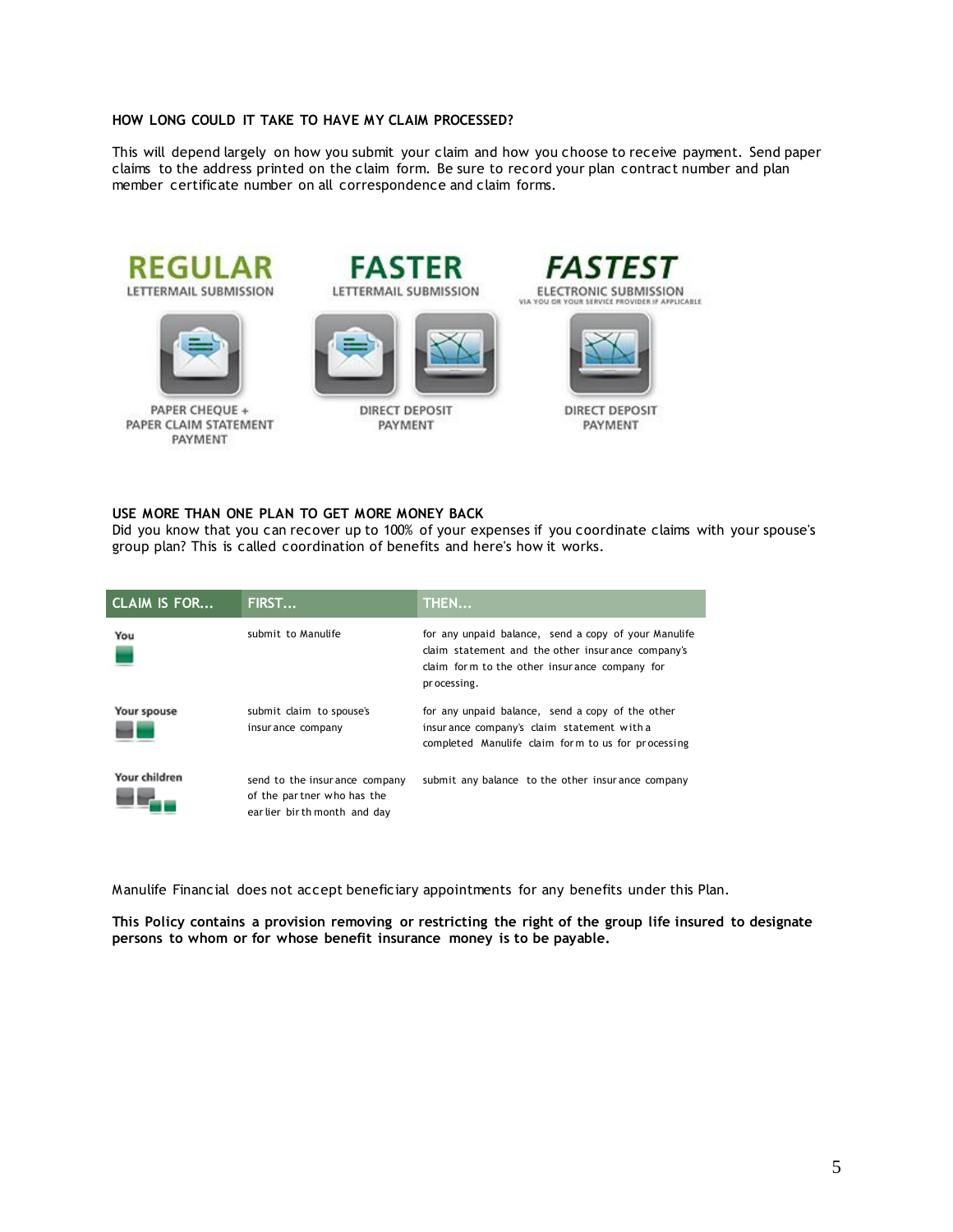**HOW LONG COULD IT TAKE TO HAVE MY CLAIM PROCESSED?**

This will depend largely on how you submit your claim and how you choose to receive payment. Send paper claims to the address printed on the claim form. Be sure to record your plan contract number and plan member certificate number on all correspondence and claim forms.

| REGULAR | FASTER | FASTEST |
|---|---|---|
| LETTERMAIL SUBMISSION | LETTERMAIL SUBMISSION | ELECTRONIC SUBMISSION VIA YOU OR YOUR SERVICE PROVIDER IF APPLICABLE |
| PAPER CHEQUE + PAPER CLAIM STATEMENT PAYMENT | DIRECT DEPOSIT PAYMENT | DIRECT DEPOSIT PAYMENT |

**USE MORE THAN ONE PLAN TO GET MORE MONEY BACK**

Did you know that you can recover up to 100% of your expenses if you coordinate claims with your spouse's group plan? This is called coordination of benefits and here's how it works.

| CLAIM IS FOR... | FIRST... | THEN... |
|---|---|---|
| You | submit to Manulife | for any unpaid balance, send a copy of your Manulife claim statement and the other insurance company's claim form to the other insurance company for processing. |
| Your spouse | submit claim to spouse's insurance company | for any unpaid balance, send a copy of the other insurance company's claim statement with a completed Manulife claim form to us for processing |
| Your children | send to the insurance company of the partner who has the earlier birth month and day | submit any balance to the other insurance company |

Manulife Financial does not accept beneficiary appointments for any benefits under this Plan.

**This Policy contains a provision removing or restricting the right of the group life insured to designate persons to whom or for whose benefit insurance money is to be payable.**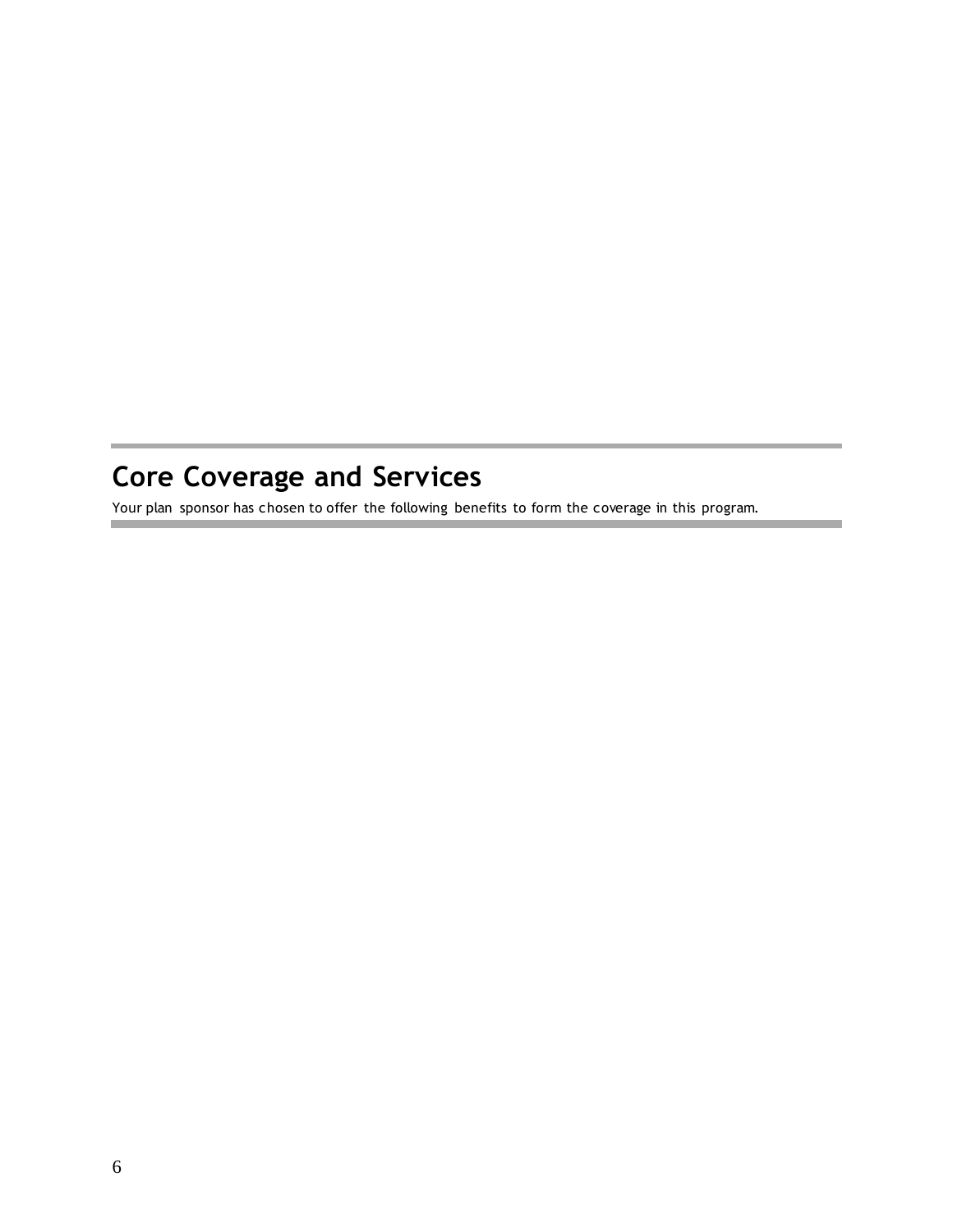# Core Coverage and Services

Your plan sponsor has chosen to offer the following benefits to form the coverage in this program.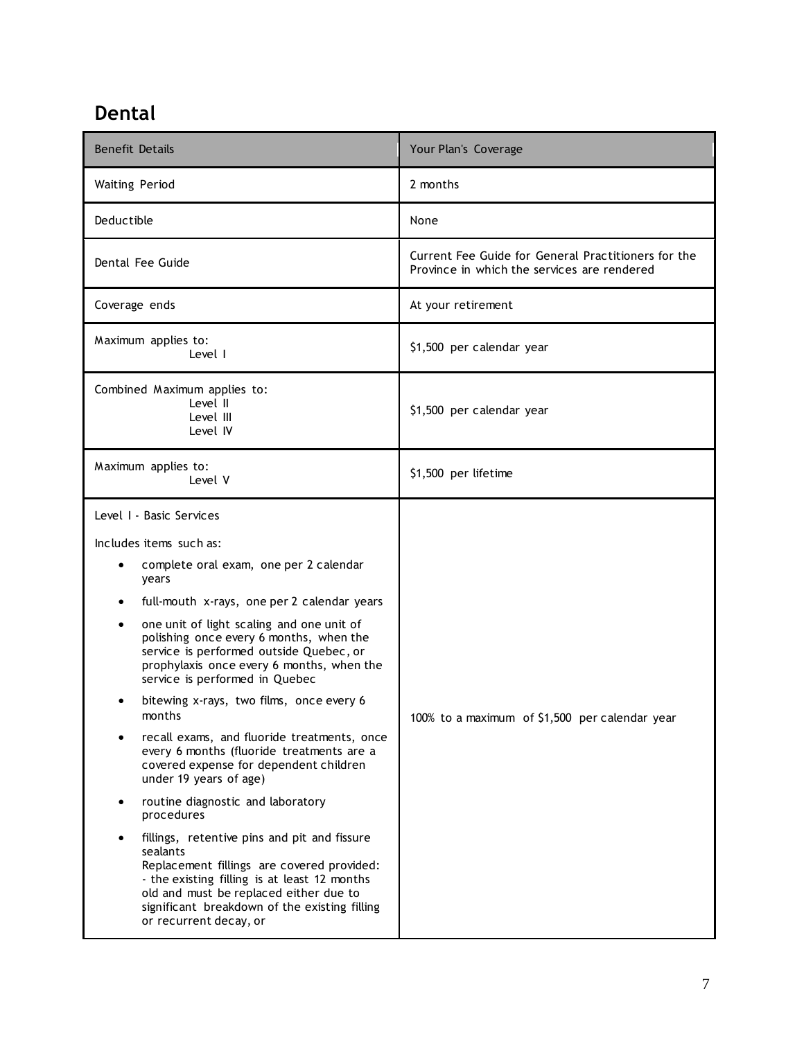## Dental

| Benefit Details | Your Plan's Coverage |
|---|---|
| Waiting Period | 2 months |
| Deductible | None |
| Dental Fee Guide | Current Fee Guide for General Practitioners for the Province in which the services are rendered |
| Coverage ends | At your retirement |
| Maximum applies to:<br>Level I | $1,500 per calendar year |
| Combined Maximum applies to:<br>Level II<br>Level III<br>Level IV | $1,500 per calendar year |
| Maximum applies to:<br>Level V | $1,500 per lifetime |
| Level I - Basic Services<br><br>Includes items such as:<br>• complete oral exam, one per 2 calendar years<br>• full-mouth x-rays, one per 2 calendar years<br>• one unit of light scaling and one unit of polishing once every 6 months, when the service is performed outside Quebec, or prophylaxis once every 6 months, when the service is performed in Quebec<br>• bitewing x-rays, two films, once every 6 months<br>• recall exams, and fluoride treatments, once every 6 months (fluoride treatments are a covered expense for dependent children under 19 years of age)<br>• routine diagnostic and laboratory procedures<br>• fillings, retentive pins and pit and fissure sealants<br>Replacement fillings are covered provided:<br>- the existing filling is at least 12 months old and must be replaced either due to significant breakdown of the existing filling or recurrent decay, or | 100% to a maximum of $1,500 per calendar year |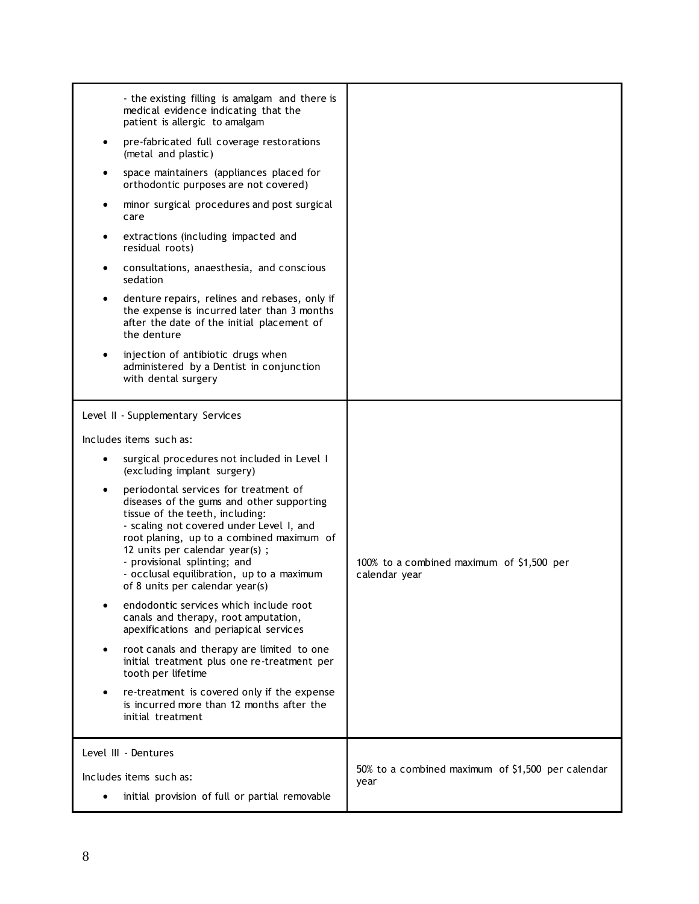| | |
|---|---|
| - the existing filling is amalgam and there is medical evidence indicating that the patient is allergic to amalgam<br>• pre-fabricated full coverage restorations (metal and plastic)<br>• space maintainers (appliances placed for orthodontic purposes are not covered)<br>• minor surgical procedures and post surgical care<br>• extractions (including impacted and residual roots)<br>• consultations, anaesthesia, and conscious sedation<br>• denture repairs, relines and rebases, only if the expense is incurred later than 3 months after the date of the initial placement of the denture<br>• injection of antibiotic drugs when administered by a Dentist in conjunction with dental surgery | |
| Level II - Supplementary Services<br><br>Includes items such as:<br>• surgical procedures not included in Level I (excluding implant surgery)<br>• periodontal services for treatment of diseases of the gums and other supporting tissue of the teeth, including:<br>- scaling not covered under Level I, and root planing, up to a combined maximum of 12 units per calendar year(s) ;<br>- provisional splinting; and<br>- occlusal equilibration, up to a maximum of 8 units per calendar year(s)<br>• endodontic services which include root canals and therapy, root amputation, apexifications and periapical services<br>• root canals and therapy are limited to one initial treatment plus one re-treatment per tooth per lifetime<br>• re-treatment is covered only if the expense is incurred more than 12 months after the initial treatment | 100% to a combined maximum of $1,500 per calendar year |
| Level III - Dentures<br><br>Includes items such as:<br>• initial provision of full or partial removable | 50% to a combined maximum of $1,500 per calendar year |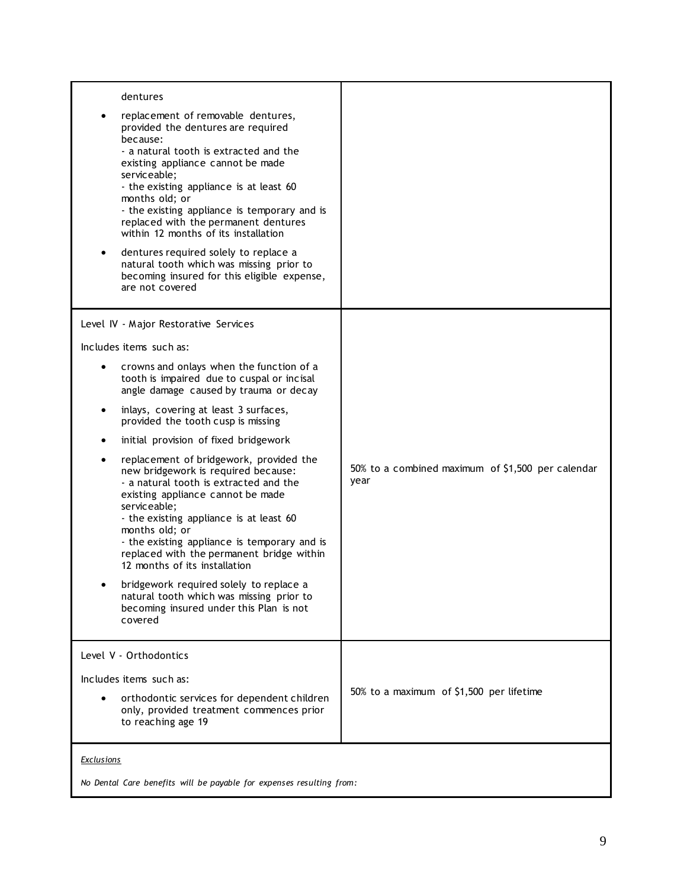| | |
|---|---|
| dentures<br>• replacement of removable dentures, provided the dentures are required because:<br>- a natural tooth is extracted and the existing appliance cannot be made serviceable;<br>- the existing appliance is at least 60 months old; or<br>- the existing appliance is temporary and is replaced with the permanent dentures within 12 months of its installation<br>• dentures required solely to replace a natural tooth which was missing prior to becoming insured for this eligible expense, are not covered | |
| Level IV - Major Restorative Services<br>Includes items such as:<br>• crowns and onlays when the function of a tooth is impaired due to cuspal or incisal angle damage caused by trauma or decay<br>• inlays, covering at least 3 surfaces, provided the tooth cusp is missing<br>• initial provision of fixed bridgework<br>• replacement of bridgework, provided the new bridgework is required because:<br>- a natural tooth is extracted and the existing appliance cannot be made serviceable;<br>- the existing appliance is at least 60 months old; or<br>- the existing appliance is temporary and is replaced with the permanent bridge within 12 months of its installation<br>• bridgework required solely to replace a natural tooth which was missing prior to becoming insured under this Plan is not covered | 50% to a combined maximum of $1,500 per calendar year |
| Level V - Orthodontics<br>Includes items such as:<br>• orthodontic services for dependent children only, provided treatment commences prior to reaching age 19 | 50% to a maximum of $1,500 per lifetime |

*Exclusions*

*No Dental Care benefits will be payable for expenses resulting from:*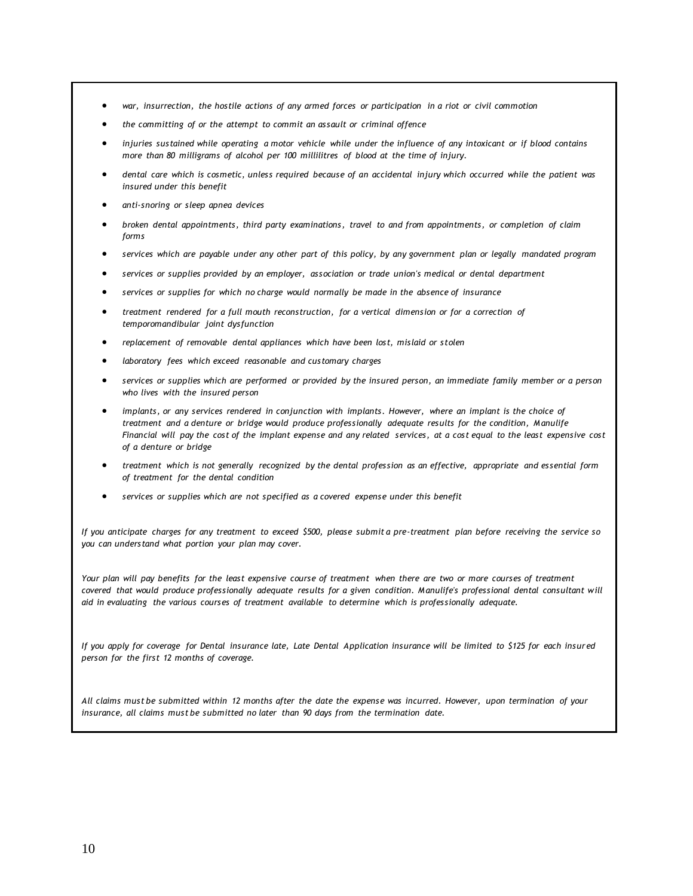- *war, insurrection, the hostile actions of any armed forces or participation in a riot or civil commotion*
- *the committing of or the attempt to commit an assault or criminal offence*
- *injuries sustained while operating a motor vehicle while under the influence of any intoxicant or if blood contains more than 80 milligrams of alcohol per 100 millilitres of blood at the time of injury.*
- *dental care which is cosmetic, unless required because of an accidental injury which occurred while the patient was insured under this benefit*
- *anti-snoring or sleep apnea devices*
- *broken dental appointments, third party examinations, travel to and from appointments, or completion of claim forms*
- *services which are payable under any other part of this policy, by any government plan or legally mandated program*
- *services or supplies provided by an employer, association or trade union's medical or dental department*
- *services or supplies for which no charge would normally be made in the absence of insurance*
- *treatment rendered for a full mouth reconstruction, for a vertical dimension or for a correction of temporomandibular joint dysfunction*
- *replacement of removable dental appliances which have been lost, mislaid or stolen*
- *laboratory fees which exceed reasonable and customary charges*
- *services or supplies which are performed or provided by the insured person, an immediate family member or a person who lives with the insured person*
- *implants, or any services rendered in conjunction with implants. However, where an implant is the choice of treatment and a denture or bridge would produce professionally adequate results for the condition, Manulife Financial will pay the cost of the implant expense and any related services, at a cost equal to the least expensive cost of a denture or bridge*
- *treatment which is not generally recognized by the dental profession as an effective, appropriate and essential form of treatment for the dental condition*
- *services or supplies which are not specified as a covered expense under this benefit*

*If you anticipate charges for any treatment to exceed $500, please submit a pre-treatment plan before receiving the service so you can understand what portion your plan may cover.*

*Your plan will pay benefits for the least expensive course of treatment when there are two or more courses of treatment covered that would produce professionally adequate results for a given condition. Manulife's professional dental consultant will aid in evaluating the various courses of treatment available to determine which is professionally adequate.*

*If you apply for coverage for Dental insurance late, Late Dental Application insurance will be limited to $125 for each insured person for the first 12 months of coverage.*

*All claims must be submitted within 12 months after the date the expense was incurred. However, upon termination of your insurance, all claims must be submitted no later than 90 days from the termination date.*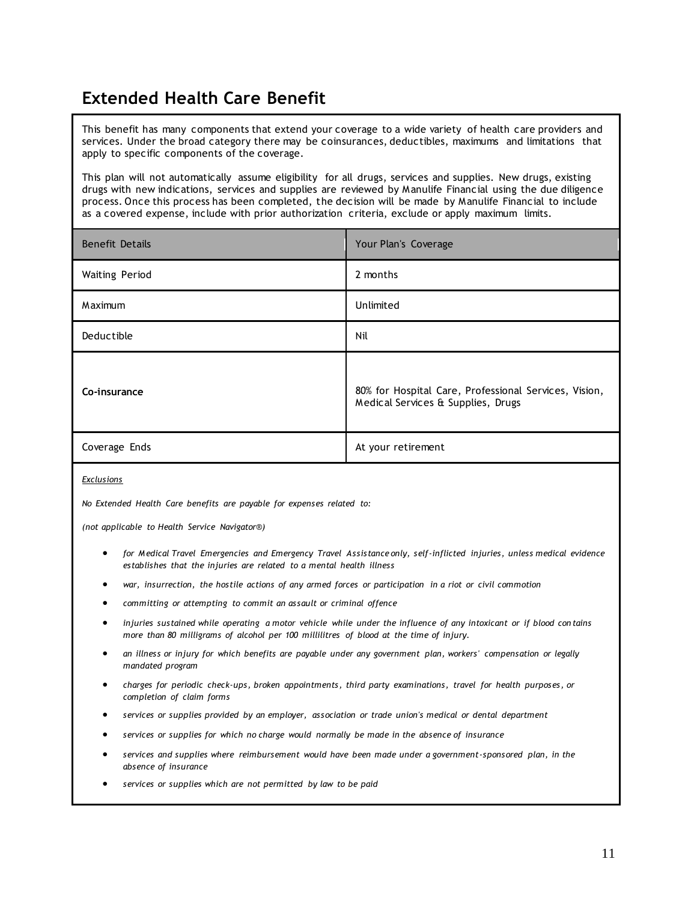# Extended Health Care Benefit

This benefit has many components that extend your coverage to a wide variety of health care providers and services. Under the broad category there may be coinsurances, deductibles, maximums and limitations that apply to specific components of the coverage.

This plan will not automatically assume eligibility for all drugs, services and supplies. New drugs, existing drugs with new indications, services and supplies are reviewed by Manulife Financial using the due diligence process. Once this process has been completed, the decision will be made by Manulife Financial to include as a covered expense, include with prior authorization criteria, exclude or apply maximum limits.

| Benefit Details | Your Plan's Coverage |
|---|---|
| Waiting Period | 2 months |
| Maximum | Unlimited |
| Deductible | Nil |
| **Co-insurance** | 80% for Hospital Care, Professional Services, Vision, Medical Services & Supplies, Drugs |
| Coverage Ends | At your retirement |

*Exclusions*

*No Extended Health Care benefits are payable for expenses related to:*

*(not applicable to Health Service Navigator®)*

- *for Medical Travel Emergencies and Emergency Travel Assistance only, self-inflicted injuries, unless medical evidence establishes that the injuries are related to a mental health illness*
- *war, insurrection, the hostile actions of any armed forces or participation in a riot or civil commotion*
- *committing or attempting to commit an assault or criminal offence*
- *injuries sustained while operating a motor vehicle while under the influence of any intoxicant or if blood contains more than 80 milligrams of alcohol per 100 millilitres of blood at the time of injury.*
- *an illness or injury for which benefits are payable under any government plan, workers' compensation or legally mandated program*
- *charges for periodic check-ups, broken appointments, third party examinations, travel for health purposes, or completion of claim forms*
- *services or supplies provided by an employer, association or trade union's medical or dental department*
- *services or supplies for which no charge would normally be made in the absence of insurance*
- *services and supplies where reimbursement would have been made under a government-sponsored plan, in the absence of insurance*
- *services or supplies which are not permitted by law to be paid*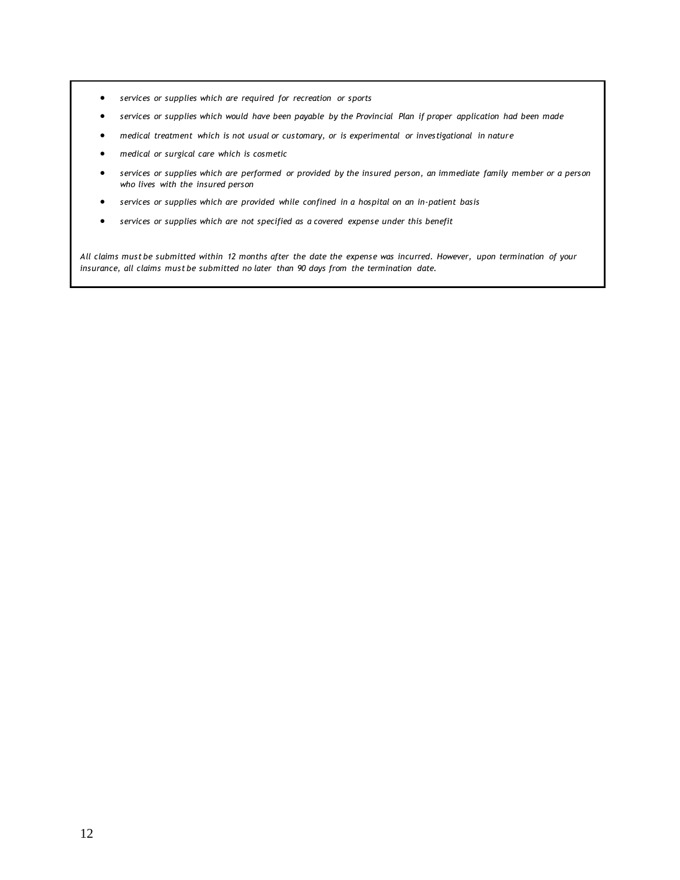- *services or supplies which are required for recreation or sports*
- *services or supplies which would have been payable by the Provincial Plan if proper application had been made*
- *medical treatment which is not usual or customary, or is experimental or investigational in nature*
- *medical or surgical care which is cosmetic*
- *services or supplies which are performed or provided by the insured person, an immediate family member or a person who lives with the insured person*
- *services or supplies which are provided while confined in a hospital on an in-patient basis*
- *services or supplies which are not specified as a covered expense under this benefit*

*All claims must be submitted within 12 months after the date the expense was incurred. However, upon termination of your insurance, all claims must be submitted no later than 90 days from the termination date.*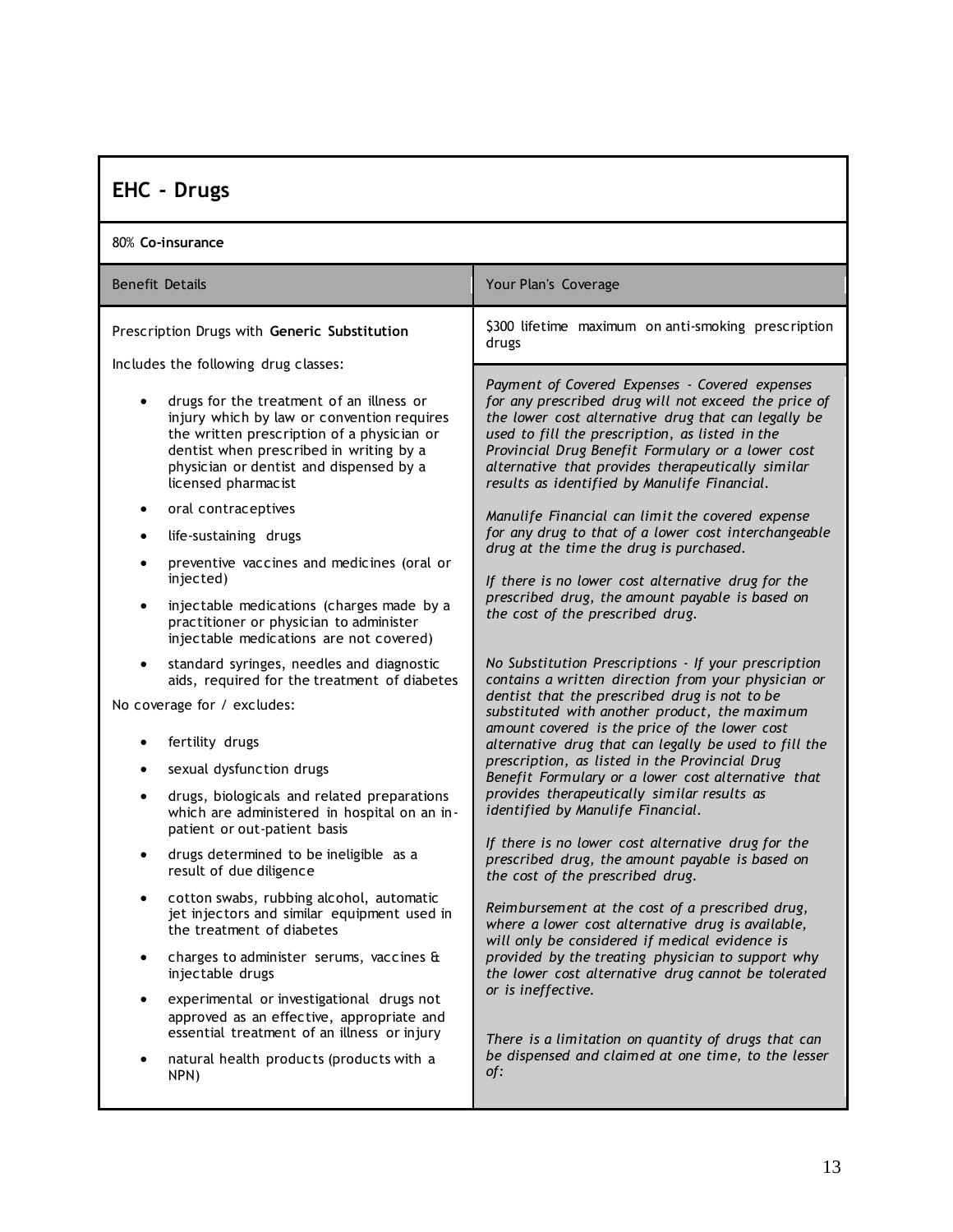## EHC - Drugs

80% **Co-insurance**

| Benefit Details | Your Plan's Coverage |
|---|---|
| Prescription Drugs with **Generic Substitution**<br><br>Includes the following drug classes:<br><br>• drugs for the treatment of an illness or injury which by law or convention requires the written prescription of a physician or dentist when prescribed in writing by a physician or dentist and dispensed by a licensed pharmacist<br>• oral contraceptives<br>• life-sustaining drugs<br>• preventive vaccines and medicines (oral or injected)<br>• injectable medications (charges made by a practitioner or physician to administer injectable medications are not covered)<br>• standard syringes, needles and diagnostic aids, required for the treatment of diabetes<br><br>No coverage for / excludes:<br><br>• fertility drugs<br>• sexual dysfunction drugs<br>• drugs, biologicals and related preparations which are administered in hospital on an in-patient or out-patient basis<br>• drugs determined to be ineligible as a result of due diligence<br>• cotton swabs, rubbing alcohol, automatic jet injectors and similar equipment used in the treatment of diabetes<br>• charges to administer serums, vaccines & injectable drugs<br>• experimental or investigational drugs not approved as an effective, appropriate and essential treatment of an illness or injury<br>• natural health products (products with a NPN) | $300 lifetime maximum on anti-smoking prescription drugs<br><br>*Payment of Covered Expenses - Covered expenses for any prescribed drug will not exceed the price of the lower cost alternative drug that can legally be used to fill the prescription, as listed in the Provincial Drug Benefit Formulary or a lower cost alternative that provides therapeutically similar results as identified by Manulife Financial.*<br><br>*Manulife Financial can limit the covered expense for any drug to that of a lower cost interchangeable drug at the time the drug is purchased.*<br><br>*If there is no lower cost alternative drug for the prescribed drug, the amount payable is based on the cost of the prescribed drug.*<br><br>*No Substitution Prescriptions - If your prescription contains a written direction from your physician or dentist that the prescribed drug is not to be substituted with another product, the maximum amount covered is the price of the lower cost alternative drug that can legally be used to fill the prescription, as listed in the Provincial Drug Benefit Formulary or a lower cost alternative that provides therapeutically similar results as identified by Manulife Financial.*<br><br>*If there is no lower cost alternative drug for the prescribed drug, the amount payable is based on the cost of the prescribed drug.*<br><br>*Reimbursement at the cost of a prescribed drug, where a lower cost alternative drug is available, will only be considered if medical evidence is provided by the treating physician to support why the lower cost alternative drug cannot be tolerated or is ineffective.*<br><br>*There is a limitation on quantity of drugs that can be dispensed and claimed at one time, to the lesser of:* |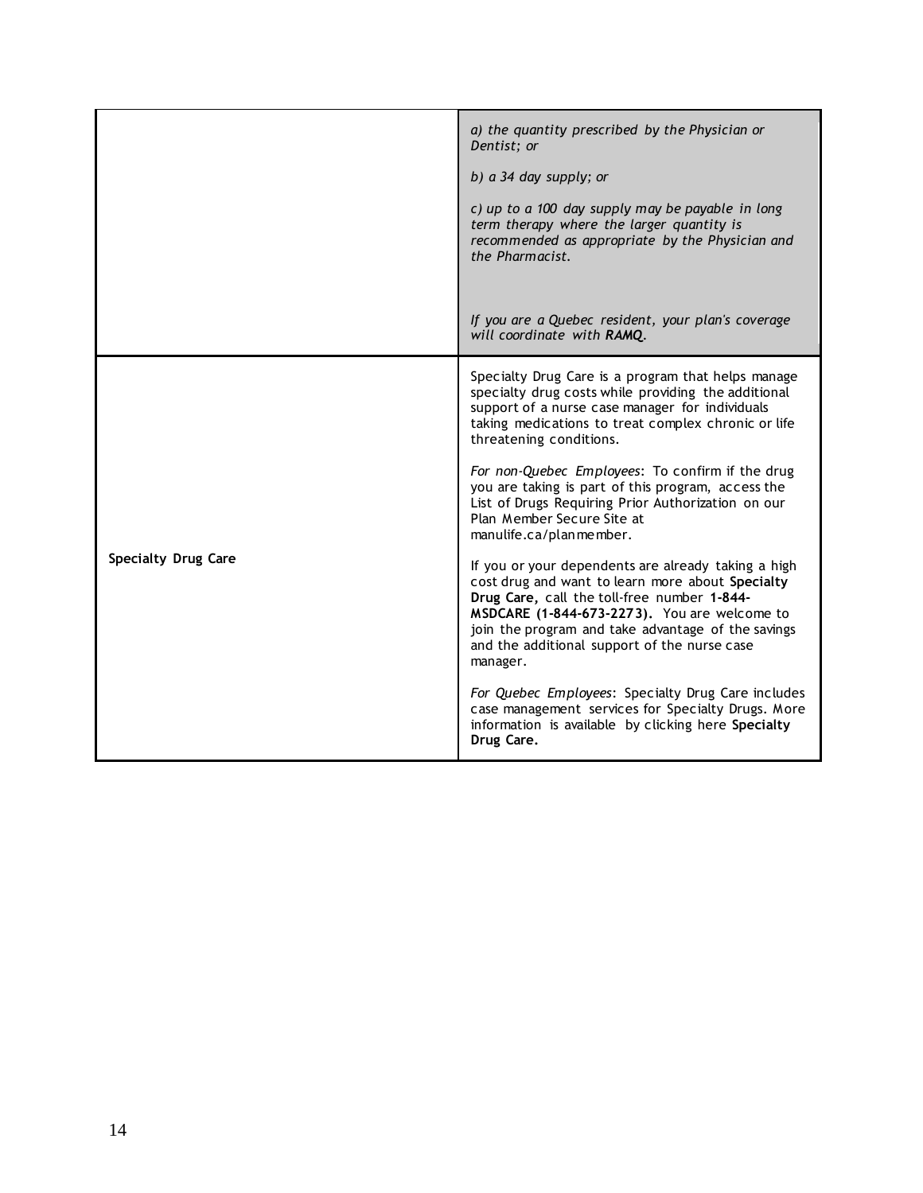| | |
|---|---|
| | *a) the quantity prescribed by the Physician or Dentist; or*<br><br>*b) a 34 day supply; or*<br><br>*c) up to a 100 day supply may be payable in long term therapy where the larger quantity is recommended as appropriate by the Physician and the Pharmacist.*<br><br>*If you are a Quebec resident, your plan's coverage will coordinate with **RAMQ**.* |
| **Specialty Drug Care** | Specialty Drug Care is a program that helps manage specialty drug costs while providing the additional support of a nurse case manager for individuals taking medications to treat complex chronic or life threatening conditions.<br><br>*For non-Quebec Employees*: To confirm if the drug you are taking is part of this program, access the List of Drugs Requiring Prior Authorization on our Plan Member Secure Site at manulife.ca/planmember.<br><br>If you or your dependents are already taking a high cost drug and want to learn more about **Specialty Drug Care,** call the toll-free number **1-844-MSDCARE (1-844-673-2273).** You are welcome to join the program and take advantage of the savings and the additional support of the nurse case manager.<br><br>*For Quebec Employees*: Specialty Drug Care includes case management services for Specialty Drugs. More information is available by clicking here **Specialty Drug Care.** |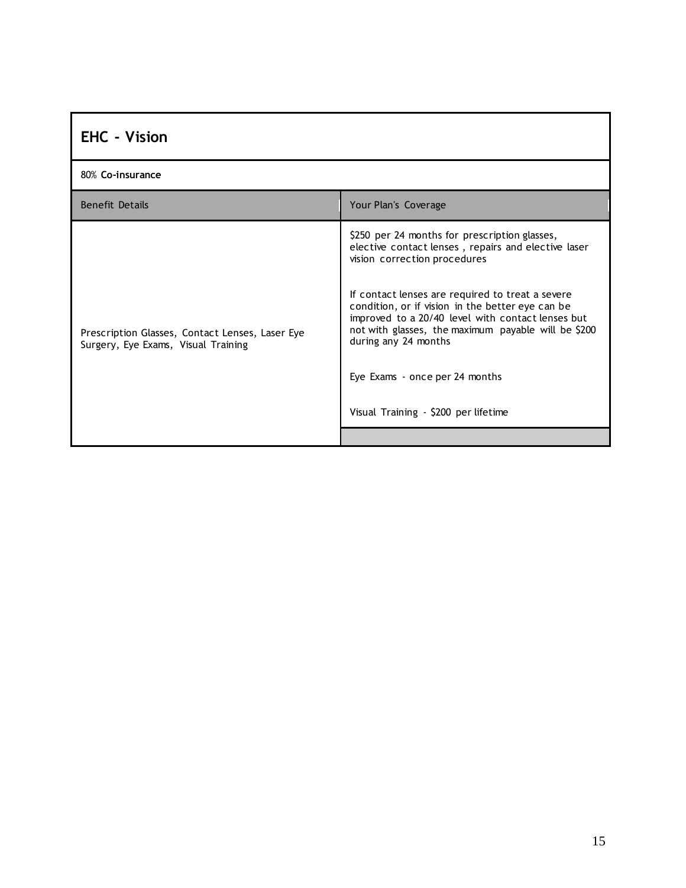## EHC - Vision

80% **Co-insurance**

| Benefit Details | Your Plan's Coverage |
|---|---|
| Prescription Glasses, Contact Lenses, Laser Eye Surgery, Eye Exams, Visual Training | $250 per 24 months for prescription glasses, elective contact lenses , repairs and elective laser vision correction procedures<br><br>If contact lenses are required to treat a severe condition, or if vision in the better eye can be improved to a 20/40 level with contact lenses but not with glasses, the maximum payable will be $200 during any 24 months<br><br>Eye Exams - once per 24 months<br><br>Visual Training - $200 per lifetime |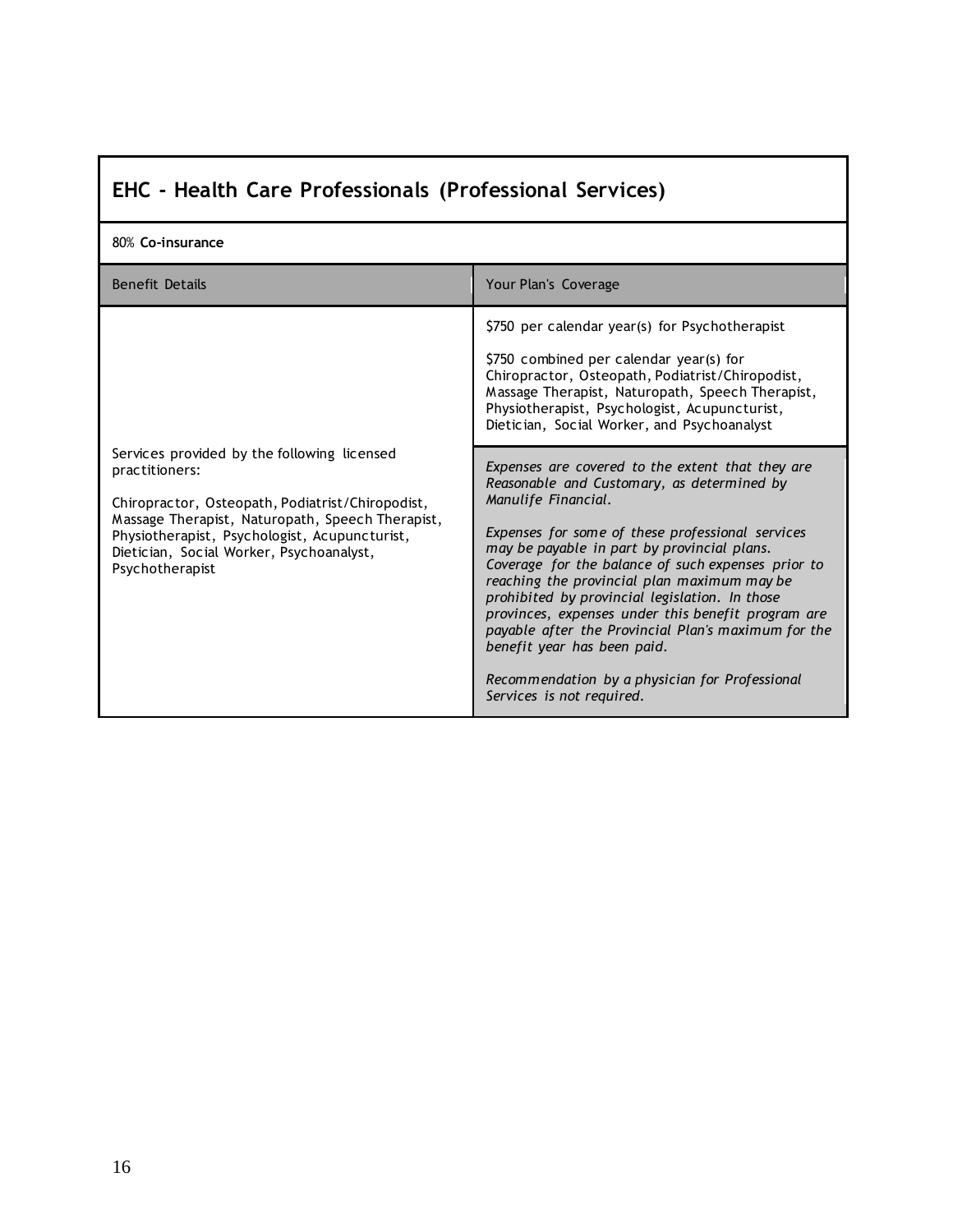## EHC - Health Care Professionals (Professional Services)

80% **Co-insurance**

| Benefit Details | Your Plan's Coverage |
|---|---|
| Services provided by the following licensed practitioners:<br><br>Chiropractor, Osteopath, Podiatrist/Chiropodist, Massage Therapist, Naturopath, Speech Therapist, Physiotherapist, Psychologist, Acupuncturist, Dietician, Social Worker, Psychoanalyst, Psychotherapist | $750 per calendar year(s) for Psychotherapist<br><br>$750 combined per calendar year(s) for Chiropractor, Osteopath, Podiatrist/Chiropodist, Massage Therapist, Naturopath, Speech Therapist, Physiotherapist, Psychologist, Acupuncturist, Dietician, Social Worker, and Psychoanalyst<br><br>*Expenses are covered to the extent that they are Reasonable and Customary, as determined by Manulife Financial.*<br><br>*Expenses for some of these professional services may be payable in part by provincial plans. Coverage for the balance of such expenses prior to reaching the provincial plan maximum may be prohibited by provincial legislation. In those provinces, expenses under this benefit program are payable after the Provincial Plan's maximum for the benefit year has been paid.*<br><br>*Recommendation by a physician for Professional Services is not required.* |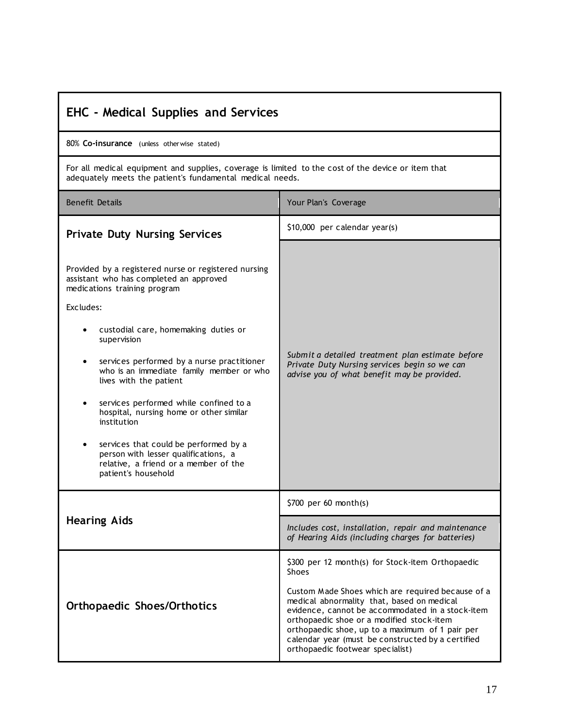## EHC - Medical Supplies and Services

80% **Co-insurance** (unless otherwise stated)

For all medical equipment and supplies, coverage is limited to the cost of the device or item that adequately meets the patient's fundamental medical needs.

| Benefit Details | Your Plan's Coverage |
|---|---|
| **Private Duty Nursing Services** | $10,000 per calendar year(s) |
| Provided by a registered nurse or registered nursing assistant who has completed an approved medications training program<br><br>Excludes:<br>• custodial care, homemaking duties or supervision<br>• services performed by a nurse practitioner who is an immediate family member or who lives with the patient<br>• services performed while confined to a hospital, nursing home or other similar institution<br>• services that could be performed by a person with lesser qualifications, a relative, a friend or a member of the patient's household | *Submit a detailed treatment plan estimate before Private Duty Nursing services begin so we can advise you of what benefit may be provided.* |
| **Hearing Aids** | $700 per 60 month(s)<br><br>*Includes cost, installation, repair and maintenance of Hearing Aids (including charges for batteries)* |
| **Orthopaedic Shoes/Orthotics** | $300 per 12 month(s) for Stock-item Orthopaedic Shoes<br><br>Custom Made Shoes which are required because of a medical abnormality that, based on medical evidence, cannot be accommodated in a stock-item orthopaedic shoe or a modified stock-item orthopaedic shoe, up to a maximum of 1 pair per calendar year (must be constructed by a certified orthopaedic footwear specialist) |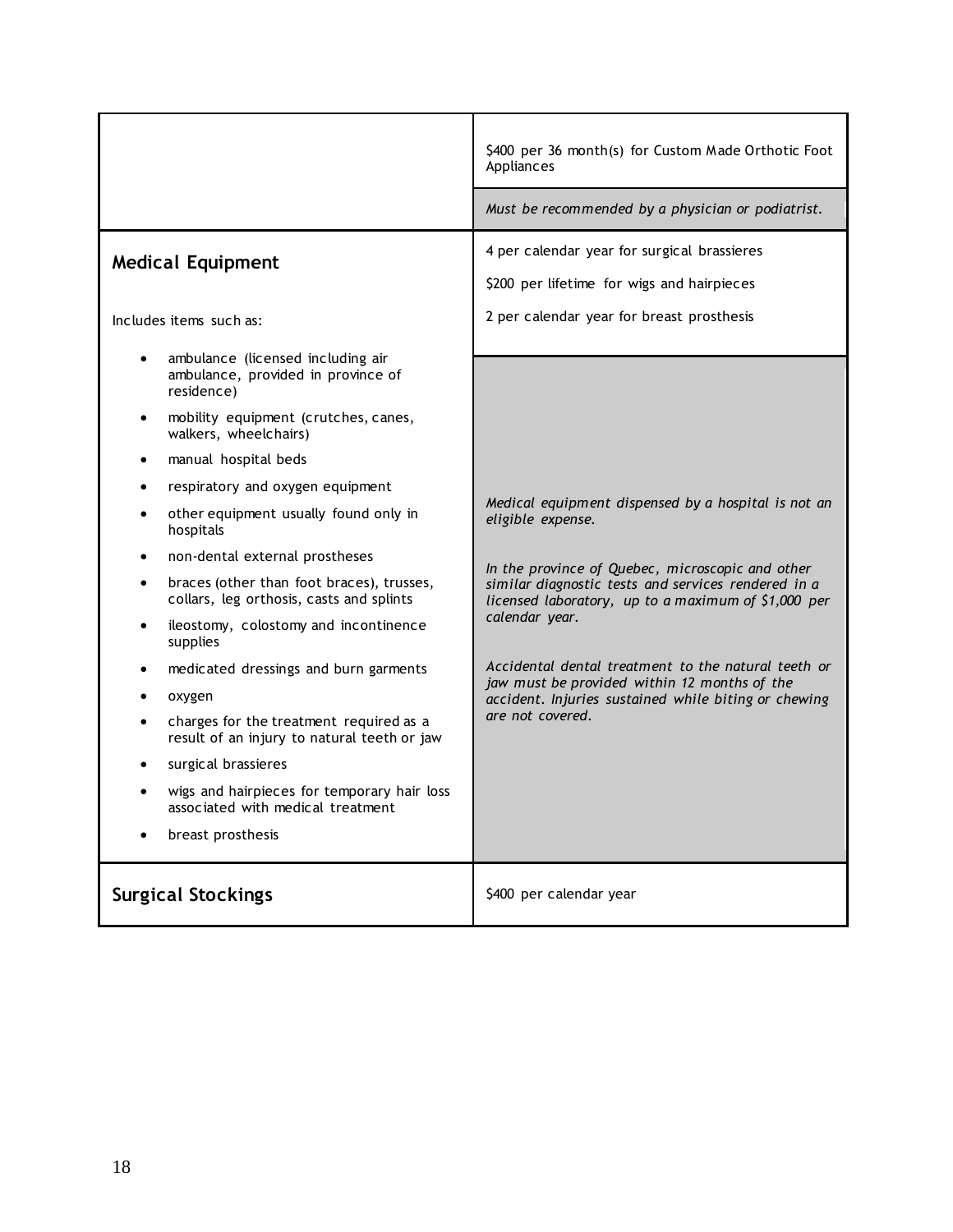| | |
|---|---|
| | $400 per 36 month(s) for Custom Made Orthotic Foot Appliances<br><br>*Must be recommended by a physician or podiatrist.* |
| **Medical Equipment**<br><br>Includes items such as:<br><br>• ambulance (licensed including air ambulance, provided in province of residence)<br>• mobility equipment (crutches, canes, walkers, wheelchairs)<br>• manual hospital beds<br>• respiratory and oxygen equipment<br>• other equipment usually found only in hospitals<br>• non-dental external prostheses<br>• braces (other than foot braces), trusses, collars, leg orthosis, casts and splints<br>• ileostomy, colostomy and incontinence supplies<br>• medicated dressings and burn garments<br>• oxygen<br>• charges for the treatment required as a result of an injury to natural teeth or jaw<br>• surgical brassieres<br>• wigs and hairpieces for temporary hair loss associated with medical treatment<br>• breast prosthesis | 4 per calendar year for surgical brassieres<br><br>$200 per lifetime for wigs and hairpieces<br><br>2 per calendar year for breast prosthesis<br><br>*Medical equipment dispensed by a hospital is not an eligible expense.*<br><br>*In the province of Quebec, microscopic and other similar diagnostic tests and services rendered in a licensed laboratory, up to a maximum of $1,000 per calendar year.*<br><br>*Accidental dental treatment to the natural teeth or jaw must be provided within 12 months of the accident. Injuries sustained while biting or chewing are not covered.* |
| **Surgical Stockings** | $400 per calendar year |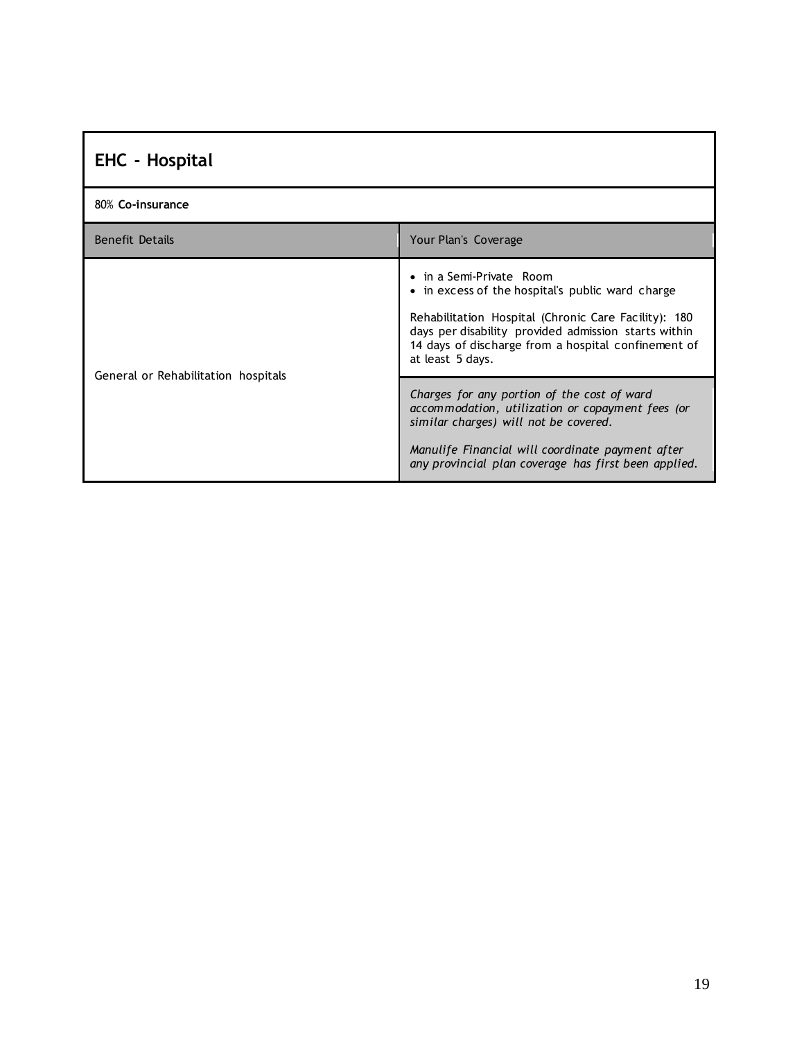## EHC - Hospital

80% **Co-insurance**

| Benefit Details | Your Plan's Coverage |
|---|---|
| General or Rehabilitation hospitals | • in a Semi-Private Room<br>• in excess of the hospital's public ward charge<br><br>Rehabilitation Hospital (Chronic Care Facility): 180 days per disability provided admission starts within 14 days of discharge from a hospital confinement of at least 5 days. |
| | *Charges for any portion of the cost of ward accommodation, utilization or copayment fees (or similar charges) will not be covered.*<br><br>*Manulife Financial will coordinate payment after any provincial plan coverage has first been applied.* |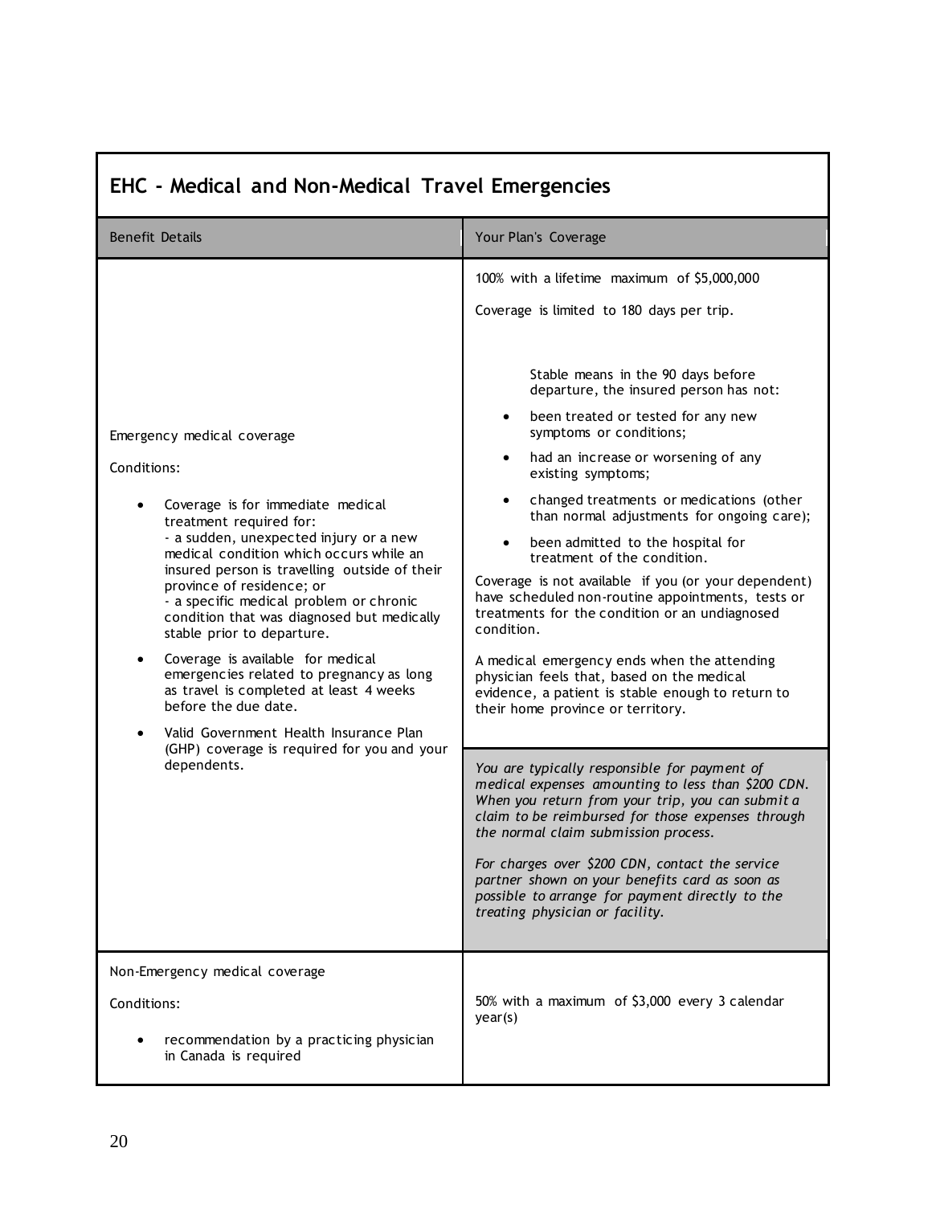## EHC - Medical and Non-Medical Travel Emergencies

| Benefit Details | Your Plan's Coverage |
|---|---|
| Emergency medical coverage<br><br>Conditions:<br><br>• Coverage is for immediate medical treatment required for:<br>- a sudden, unexpected injury or a new medical condition which occurs while an insured person is travelling outside of their province of residence; or<br>- a specific medical problem or chronic condition that was diagnosed but medically stable prior to departure.<br>• Coverage is available for medical emergencies related to pregnancy as long as travel is completed at least 4 weeks before the due date.<br>• Valid Government Health Insurance Plan (GHP) coverage is required for you and your dependents. | 100% with a lifetime maximum of $5,000,000<br><br>Coverage is limited to 180 days per trip.<br><br>Stable means in the 90 days before departure, the insured person has not:<br>• been treated or tested for any new symptoms or conditions;<br>• had an increase or worsening of any existing symptoms;<br>• changed treatments or medications (other than normal adjustments for ongoing care);<br>• been admitted to the hospital for treatment of the condition.<br><br>Coverage is not available if you (or your dependent) have scheduled non-routine appointments, tests or treatments for the condition or an undiagnosed condition.<br><br>A medical emergency ends when the attending physician feels that, based on the medical evidence, a patient is stable enough to return to their home province or territory.<br><br>*You are typically responsible for payment of medical expenses amounting to less than $200 CDN. When you return from your trip, you can submit a claim to be reimbursed for those expenses through the normal claim submission process.*<br><br>*For charges over $200 CDN, contact the service partner shown on your benefits card as soon as possible to arrange for payment directly to the treating physician or facility.* |
| Non-Emergency medical coverage<br><br>Conditions:<br><br>• recommendation by a practicing physician in Canada is required | 50% with a maximum of $3,000 every 3 calendar year(s) |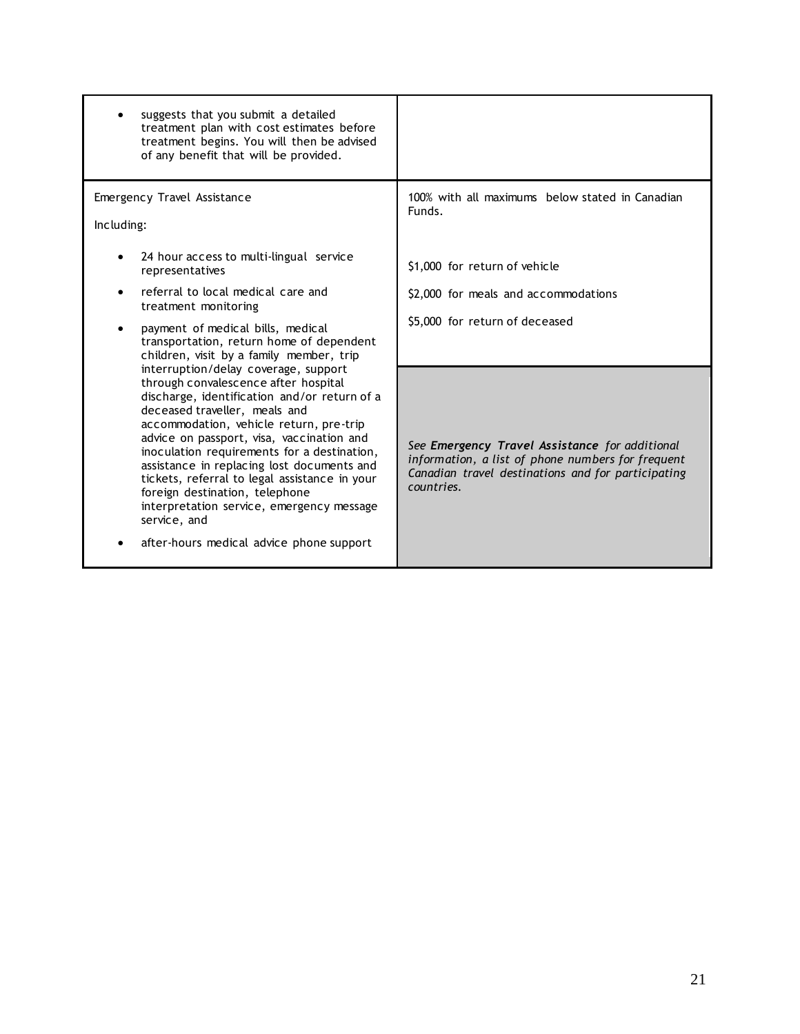| | |
|---|---|
| • suggests that you submit a detailed treatment plan with cost estimates before treatment begins. You will then be advised of any benefit that will be provided. | |
| Emergency Travel Assistance<br><br>Including:<br><br>• 24 hour access to multi-lingual service representatives<br>• referral to local medical care and treatment monitoring<br>• payment of medical bills, medical transportation, return home of dependent children, visit by a family member, trip interruption/delay coverage, support through convalescence after hospital discharge, identification and/or return of a deceased traveller, meals and accommodation, vehicle return, pre-trip advice on passport, visa, vaccination and inoculation requirements for a destination, assistance in replacing lost documents and tickets, referral to legal assistance in your foreign destination, telephone interpretation service, emergency message service, and<br>• after-hours medical advice phone support | 100% with all maximums below stated in Canadian Funds.<br><br>$1,000 for return of vehicle<br><br>$2,000 for meals and accommodations<br><br>$5,000 for return of deceased<br><br>*See **Emergency Travel Assistance** for additional information, a list of phone numbers for frequent Canadian travel destinations and for participating countries.* |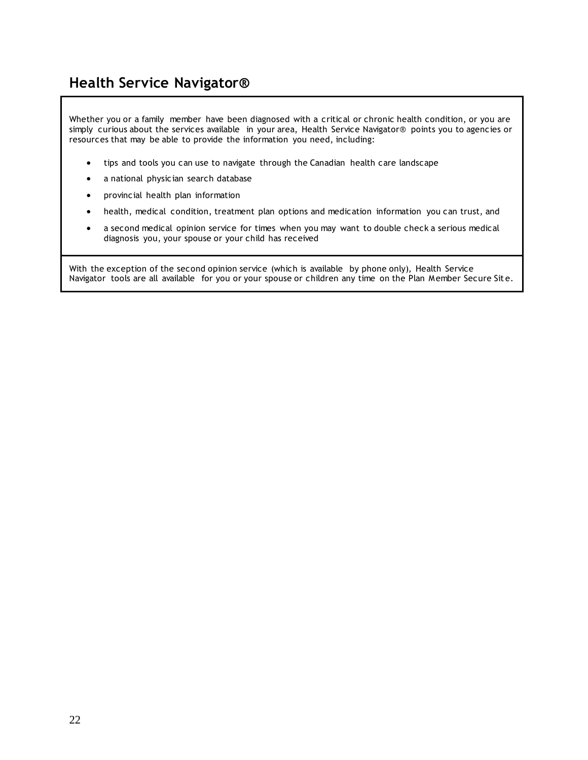## Health Service Navigator®

Whether you or a family member have been diagnosed with a critical or chronic health condition, or you are simply curious about the services available in your area, Health Service Navigator® points you to agencies or resources that may be able to provide the information you need, including:

- tips and tools you can use to navigate through the Canadian health care landscape
- a national physician search database
- provincial health plan information
- health, medical condition, treatment plan options and medication information you can trust, and
- a second medical opinion service for times when you may want to double check a serious medical diagnosis you, your spouse or your child has received

With the exception of the second opinion service (which is available by phone only), Health Service Navigator tools are all available for you or your spouse or children any time on the Plan Member Secure Site.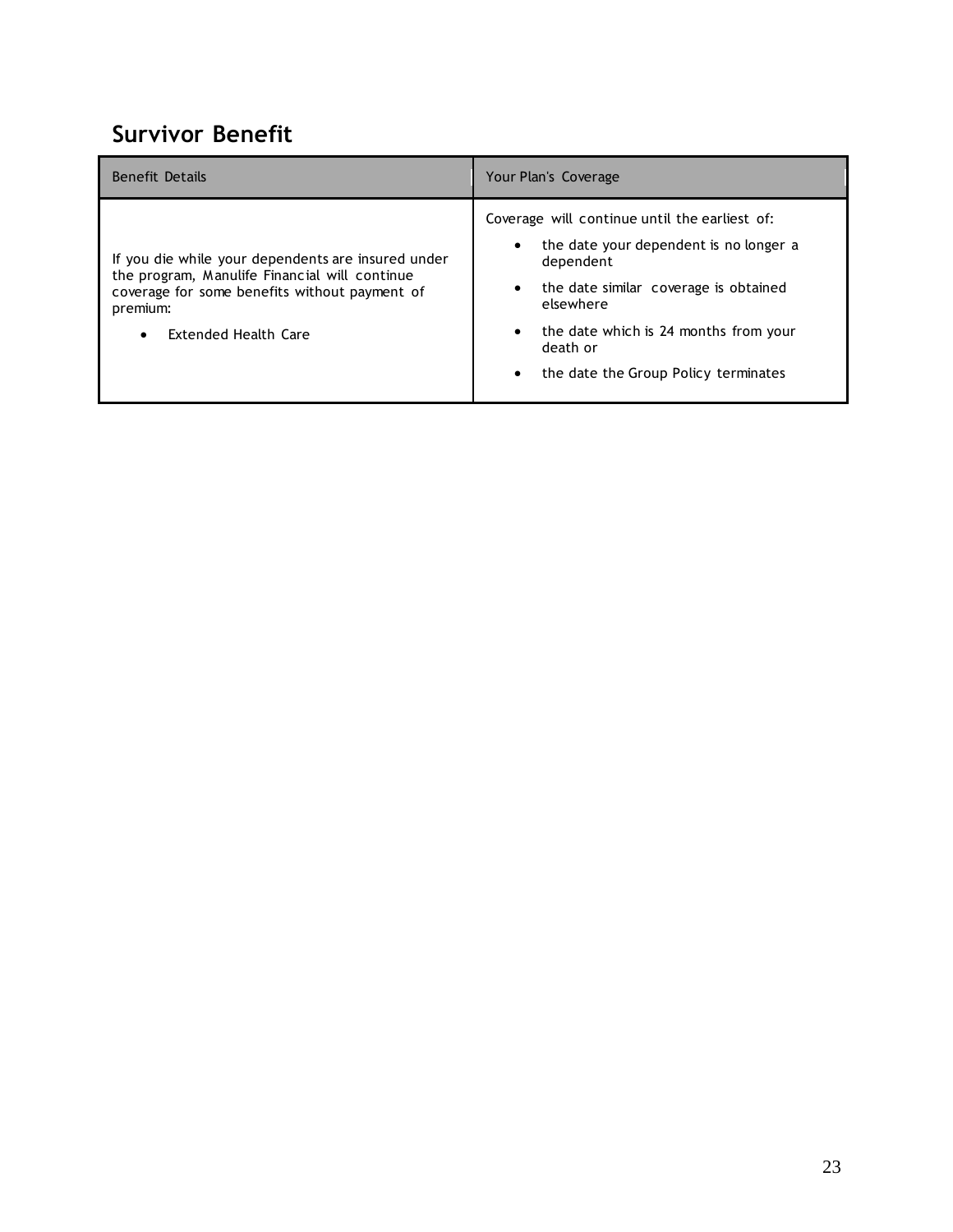## Survivor Benefit

| Benefit Details | Your Plan's Coverage |
| --- | --- |
| If you die while your dependents are insured under the program, Manulife Financial will continue coverage for some benefits without payment of premium:<br>• Extended Health Care | Coverage will continue until the earliest of:<br>• the date your dependent is no longer a dependent<br>• the date similar coverage is obtained elsewhere<br>• the date which is 24 months from your death or<br>• the date the Group Policy terminates |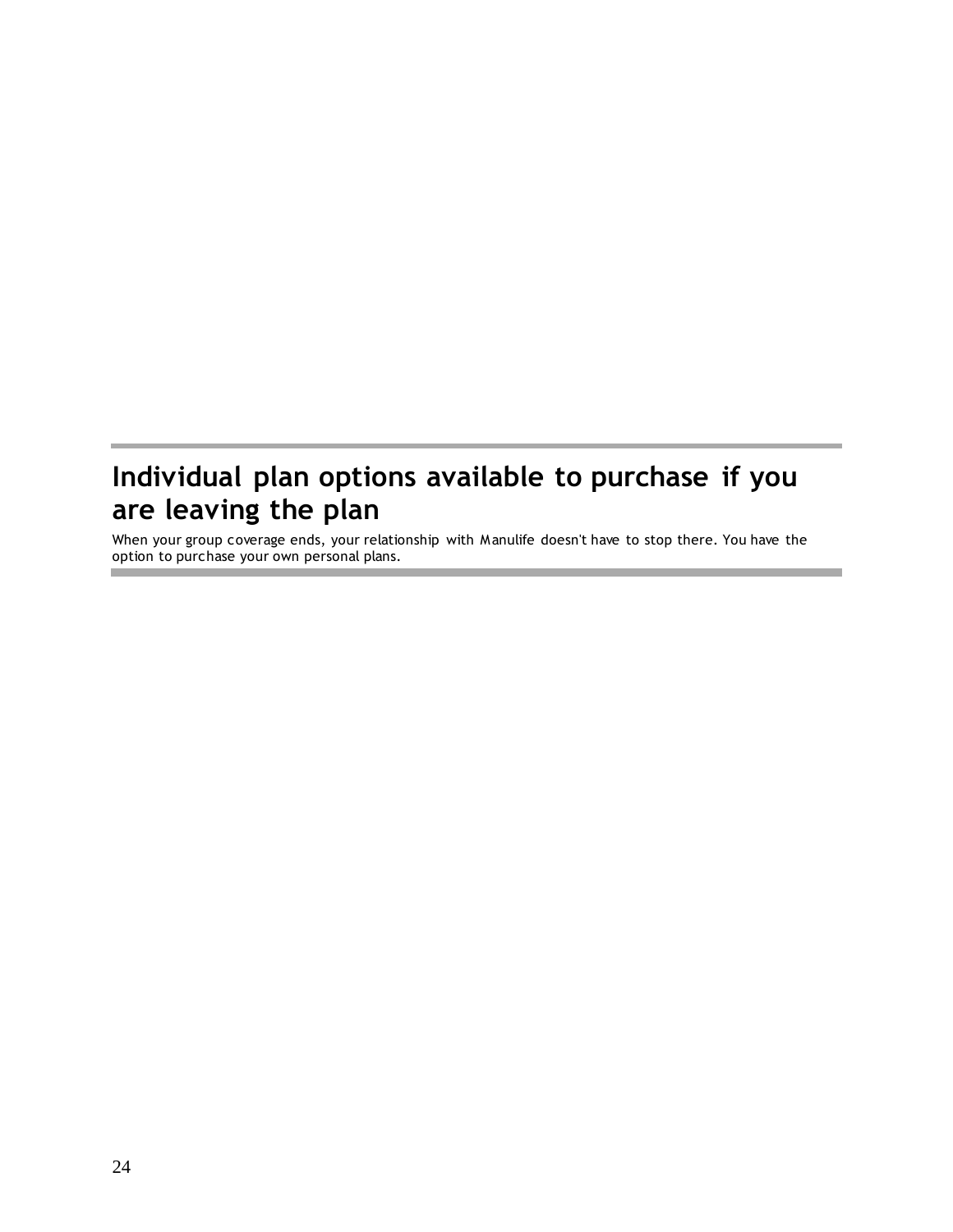# Individual plan options available to purchase if you are leaving the plan

When your group coverage ends, your relationship with Manulife doesn't have to stop there. You have the option to purchase your own personal plans.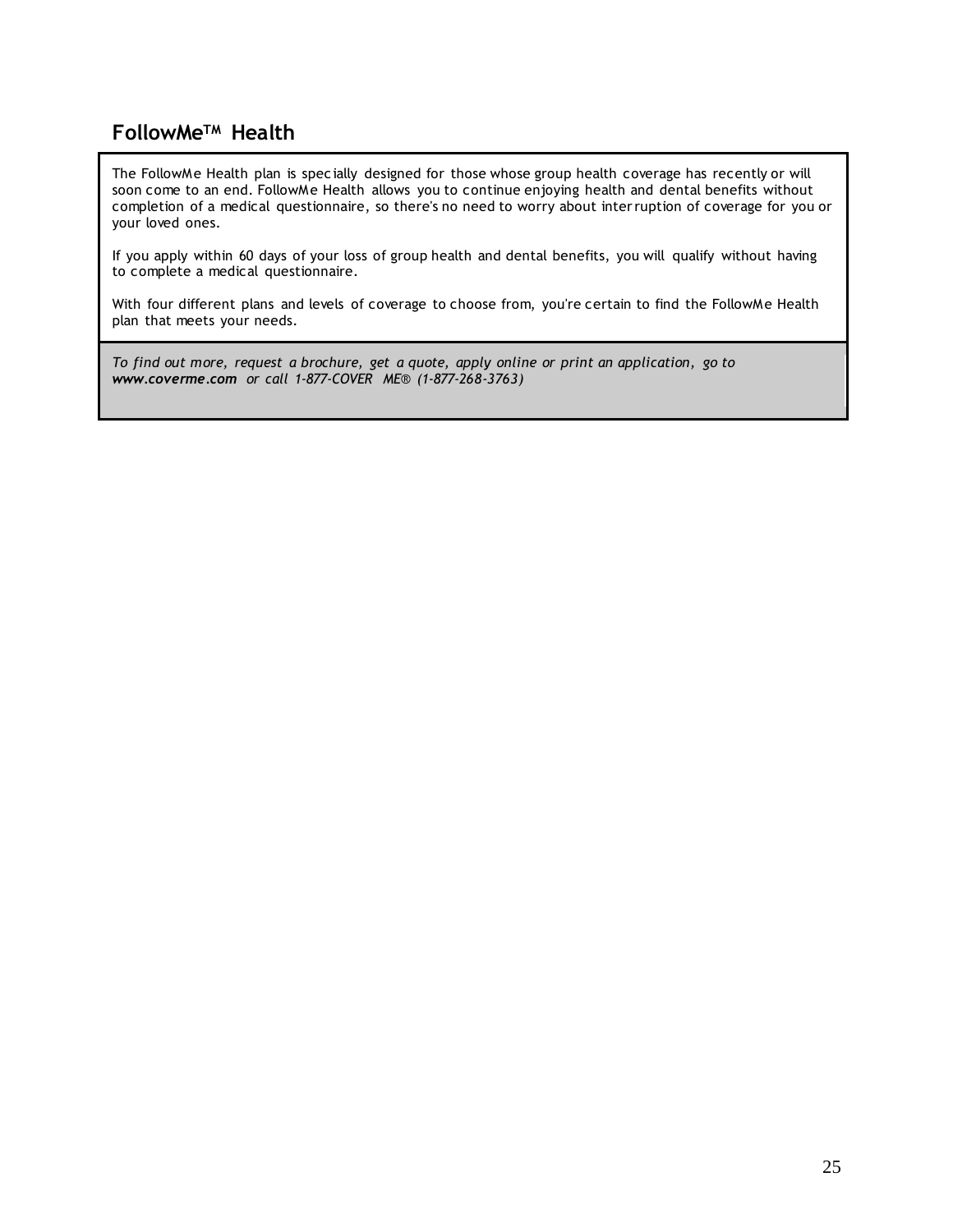## FollowMe™ Health

The FollowMe Health plan is specially designed for those whose group health coverage has recently or will soon come to an end. FollowMe Health allows you to continue enjoying health and dental benefits without completion of a medical questionnaire, so there's no need to worry about interruption of coverage for you or your loved ones.

If you apply within 60 days of your loss of group health and dental benefits, you will qualify without having to complete a medical questionnaire.

With four different plans and levels of coverage to choose from, you're certain to find the FollowMe Health plan that meets your needs.

*To find out more, request a brochure, get a quote, apply online or print an application, go to **www.coverme.com** or call 1-877-COVER ME® (1-877-268-3763)*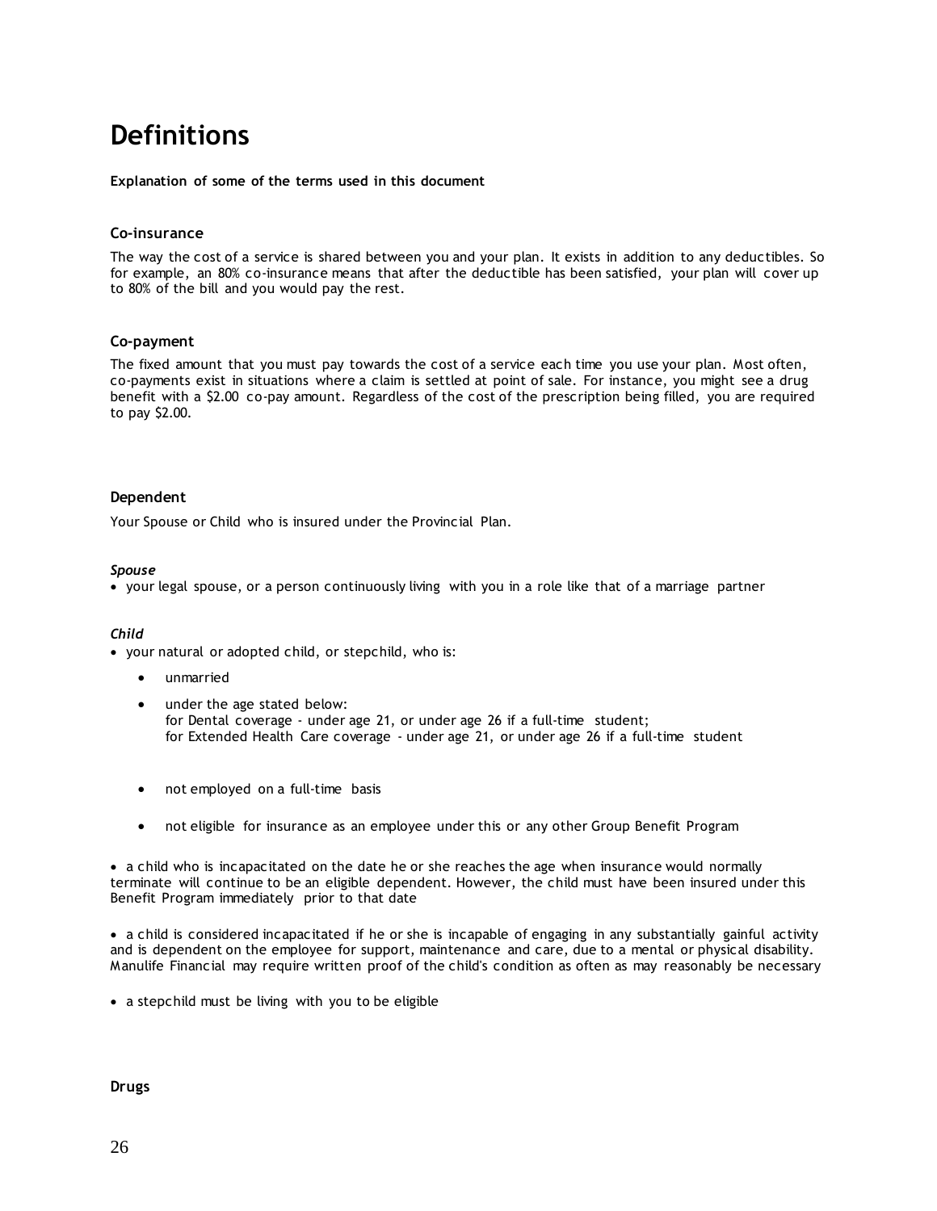# Definitions

**Explanation of some of the terms used in this document**

### Co-insurance

The way the cost of a service is shared between you and your plan. It exists in addition to any deductibles. So for example, an 80% co-insurance means that after the deductible has been satisfied, your plan will cover up to 80% of the bill and you would pay the rest.

### Co-payment

The fixed amount that you must pay towards the cost of a service each time you use your plan. Most often, co-payments exist in situations where a claim is settled at point of sale. For instance, you might see a drug benefit with a $2.00 co-pay amount. Regardless of the cost of the prescription being filled, you are required to pay $2.00.

### Dependent

Your Spouse or Child who is insured under the Provincial Plan.

***Spouse***

- your legal spouse, or a person continuously living with you in a role like that of a marriage partner

***Child***

- your natural or adopted child, or stepchild, who is:
  - unmarried
  - under the age stated below:
    for Dental coverage - under age 21, or under age 26 if a full-time student;
    for Extended Health Care coverage - under age 21, or under age 26 if a full-time student
  - not employed on a full-time basis
  - not eligible for insurance as an employee under this or any other Group Benefit Program

- a child who is incapacitated on the date he or she reaches the age when insurance would normally terminate will continue to be an eligible dependent. However, the child must have been insured under this Benefit Program immediately prior to that date

- a child is considered incapacitated if he or she is incapable of engaging in any substantially gainful activity and is dependent on the employee for support, maintenance and care, due to a mental or physical disability. Manulife Financial may require written proof of the child's condition as often as may reasonably be necessary

- a stepchild must be living with you to be eligible

### Drugs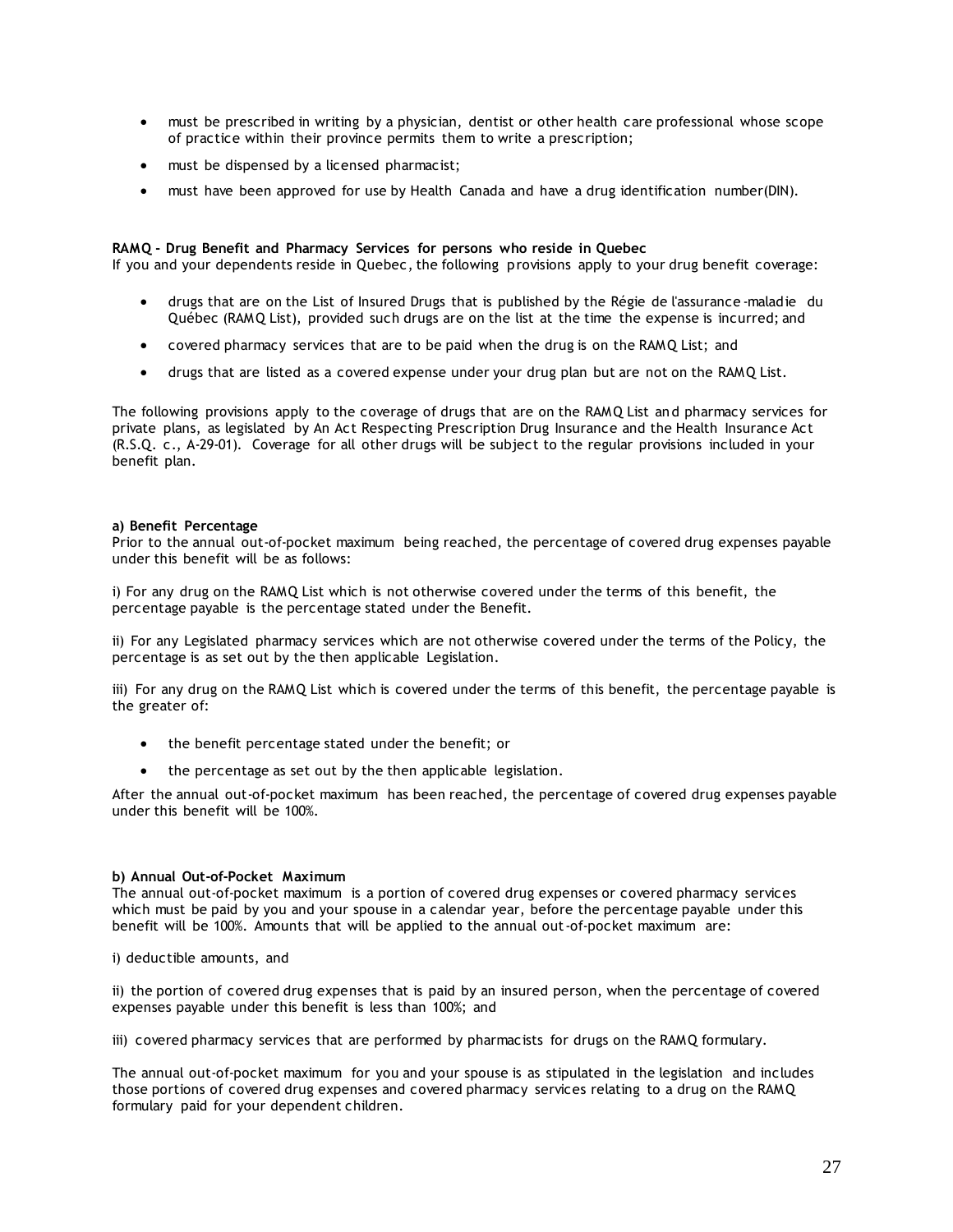- must be prescribed in writing by a physician, dentist or other health care professional whose scope of practice within their province permits them to write a prescription;
- must be dispensed by a licensed pharmacist;
- must have been approved for use by Health Canada and have a drug identification number(DIN).

**RAMQ - Drug Benefit and Pharmacy Services for persons who reside in Quebec**
If you and your dependents reside in Quebec, the following provisions apply to your drug benefit coverage:

- drugs that are on the List of Insured Drugs that is published by the Régie de l'assurance-maladie du Québec (RAMQ List), provided such drugs are on the list at the time the expense is incurred; and
- covered pharmacy services that are to be paid when the drug is on the RAMQ List; and
- drugs that are listed as a covered expense under your drug plan but are not on the RAMQ List.

The following provisions apply to the coverage of drugs that are on the RAMQ List and pharmacy services for private plans, as legislated by An Act Respecting Prescription Drug Insurance and the Health Insurance Act (R.S.Q. c., A-29-01). Coverage for all other drugs will be subject to the regular provisions included in your benefit plan.

**a) Benefit Percentage**
Prior to the annual out-of-pocket maximum being reached, the percentage of covered drug expenses payable under this benefit will be as follows:

i) For any drug on the RAMQ List which is not otherwise covered under the terms of this benefit, the percentage payable is the percentage stated under the Benefit.

ii) For any Legislated pharmacy services which are not otherwise covered under the terms of the Policy, the percentage is as set out by the then applicable Legislation.

iii) For any drug on the RAMQ List which is covered under the terms of this benefit, the percentage payable is the greater of:

- the benefit percentage stated under the benefit; or
- the percentage as set out by the then applicable legislation.

After the annual out-of-pocket maximum has been reached, the percentage of covered drug expenses payable under this benefit will be 100%.

**b) Annual Out-of-Pocket Maximum**
The annual out-of-pocket maximum is a portion of covered drug expenses or covered pharmacy services which must be paid by you and your spouse in a calendar year, before the percentage payable under this benefit will be 100%. Amounts that will be applied to the annual out-of-pocket maximum are:

i) deductible amounts, and

ii) the portion of covered drug expenses that is paid by an insured person, when the percentage of covered expenses payable under this benefit is less than 100%; and

iii) covered pharmacy services that are performed by pharmacists for drugs on the RAMQ formulary.

The annual out-of-pocket maximum for you and your spouse is as stipulated in the legislation and includes those portions of covered drug expenses and covered pharmacy services relating to a drug on the RAMQ formulary paid for your dependent children.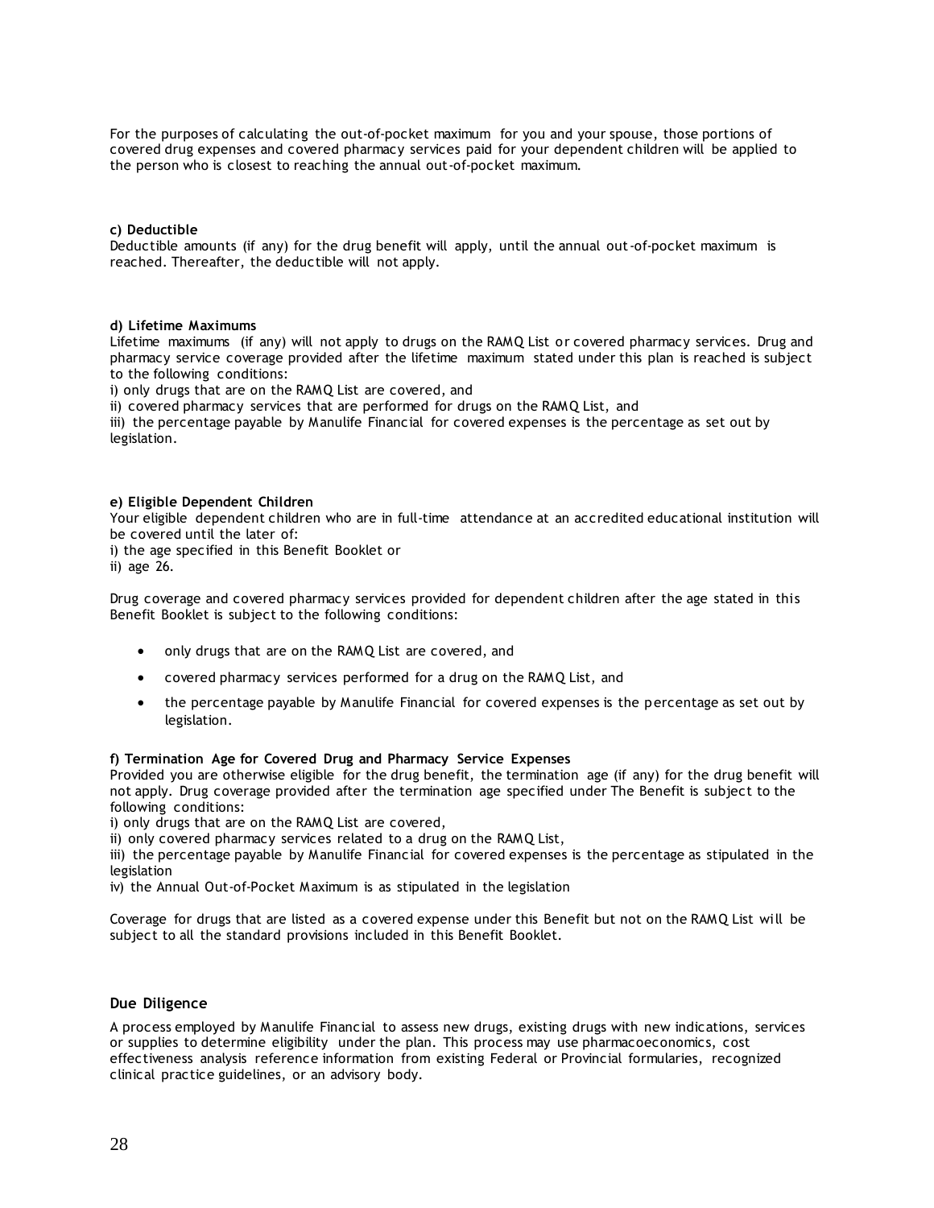For the purposes of calculating the out-of-pocket maximum for you and your spouse, those portions of covered drug expenses and covered pharmacy services paid for your dependent children will be applied to the person who is closest to reaching the annual out-of-pocket maximum.

**c) Deductible**
Deductible amounts (if any) for the drug benefit will apply, until the annual out-of-pocket maximum is reached. Thereafter, the deductible will not apply.

**d) Lifetime Maximums**
Lifetime maximums (if any) will not apply to drugs on the RAMQ List or covered pharmacy services. Drug and pharmacy service coverage provided after the lifetime maximum stated under this plan is reached is subject to the following conditions:
i) only drugs that are on the RAMQ List are covered, and
ii) covered pharmacy services that are performed for drugs on the RAMQ List, and
iii) the percentage payable by Manulife Financial for covered expenses is the percentage as set out by legislation.

**e) Eligible Dependent Children**
Your eligible dependent children who are in full-time attendance at an accredited educational institution will be covered until the later of:
i) the age specified in this Benefit Booklet or
ii) age 26.

Drug coverage and covered pharmacy services provided for dependent children after the age stated in this Benefit Booklet is subject to the following conditions:

- only drugs that are on the RAMQ List are covered, and
- covered pharmacy services performed for a drug on the RAMQ List, and
- the percentage payable by Manulife Financial for covered expenses is the percentage as set out by legislation.

**f) Termination Age for Covered Drug and Pharmacy Service Expenses**
Provided you are otherwise eligible for the drug benefit, the termination age (if any) for the drug benefit will not apply. Drug coverage provided after the termination age specified under The Benefit is subject to the following conditions:
i) only drugs that are on the RAMQ List are covered,
ii) only covered pharmacy services related to a drug on the RAMQ List,
iii) the percentage payable by Manulife Financial for covered expenses is the percentage as stipulated in the legislation
iv) the Annual Out-of-Pocket Maximum is as stipulated in the legislation

Coverage for drugs that are listed as a covered expense under this Benefit but not on the RAMQ List will be subject to all the standard provisions included in this Benefit Booklet.

### Due Diligence

A process employed by Manulife Financial to assess new drugs, existing drugs with new indications, services or supplies to determine eligibility under the plan. This process may use pharmacoeconomics, cost effectiveness analysis reference information from existing Federal or Provincial formularies, recognized clinical practice guidelines, or an advisory body.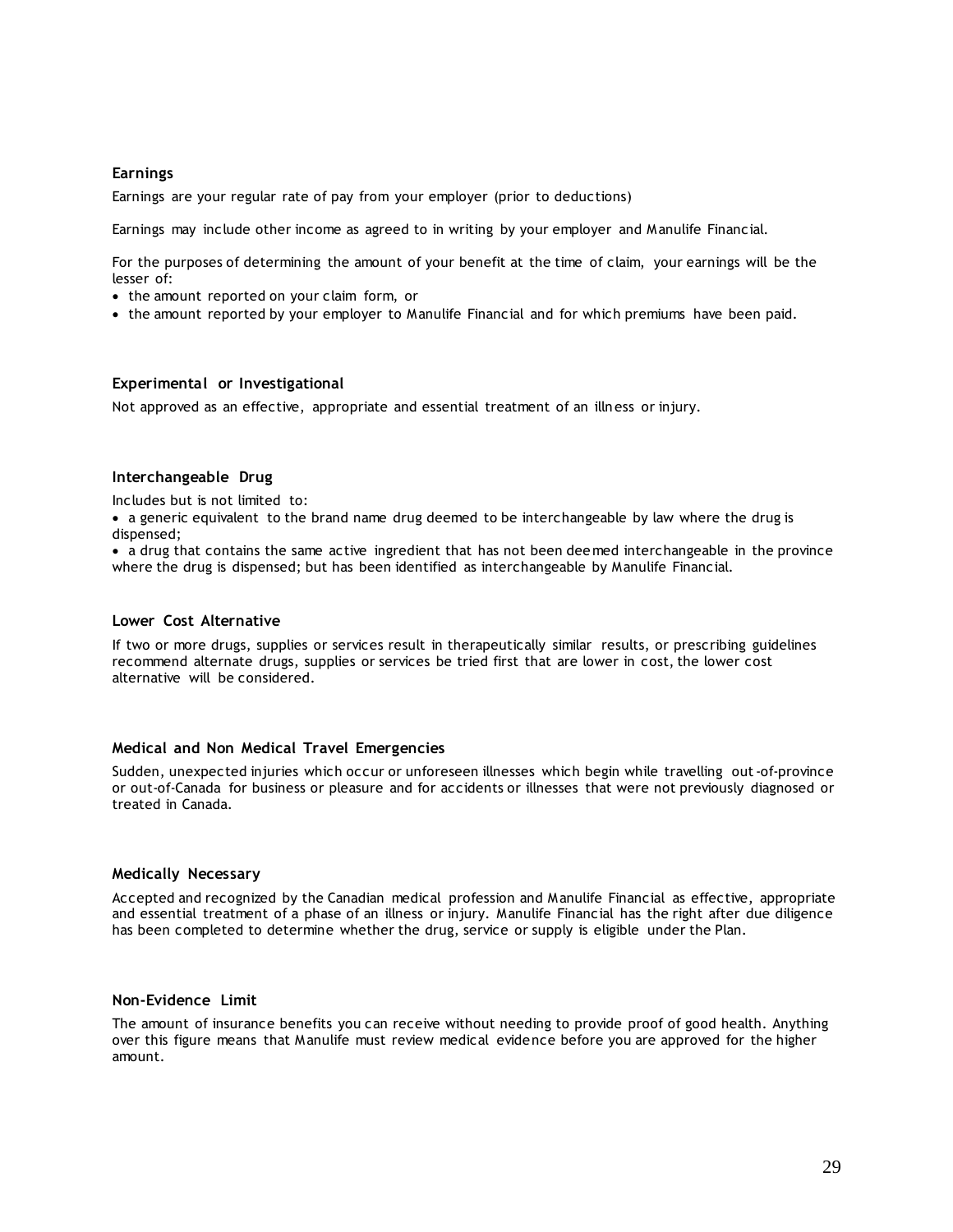### Earnings

Earnings are your regular rate of pay from your employer (prior to deductions)

Earnings may include other income as agreed to in writing by your employer and Manulife Financial.

For the purposes of determining the amount of your benefit at the time of claim, your earnings will be the lesser of:

- the amount reported on your claim form, or
- the amount reported by your employer to Manulife Financial and for which premiums have been paid.

### Experimental or Investigational

Not approved as an effective, appropriate and essential treatment of an illness or injury.

### Interchangeable Drug

Includes but is not limited to:

- a generic equivalent to the brand name drug deemed to be interchangeable by law where the drug is dispensed;
- a drug that contains the same active ingredient that has not been deemed interchangeable in the province where the drug is dispensed; but has been identified as interchangeable by Manulife Financial.

### Lower Cost Alternative

If two or more drugs, supplies or services result in therapeutically similar results, or prescribing guidelines recommend alternate drugs, supplies or services be tried first that are lower in cost, the lower cost alternative will be considered.

### Medical and Non Medical Travel Emergencies

Sudden, unexpected injuries which occur or unforeseen illnesses which begin while travelling out-of-province or out-of-Canada for business or pleasure and for accidents or illnesses that were not previously diagnosed or treated in Canada.

### Medically Necessary

Accepted and recognized by the Canadian medical profession and Manulife Financial as effective, appropriate and essential treatment of a phase of an illness or injury. Manulife Financial has the right after due diligence has been completed to determine whether the drug, service or supply is eligible under the Plan.

### Non-Evidence Limit

The amount of insurance benefits you can receive without needing to provide proof of good health. Anything over this figure means that Manulife must review medical evidence before you are approved for the higher amount.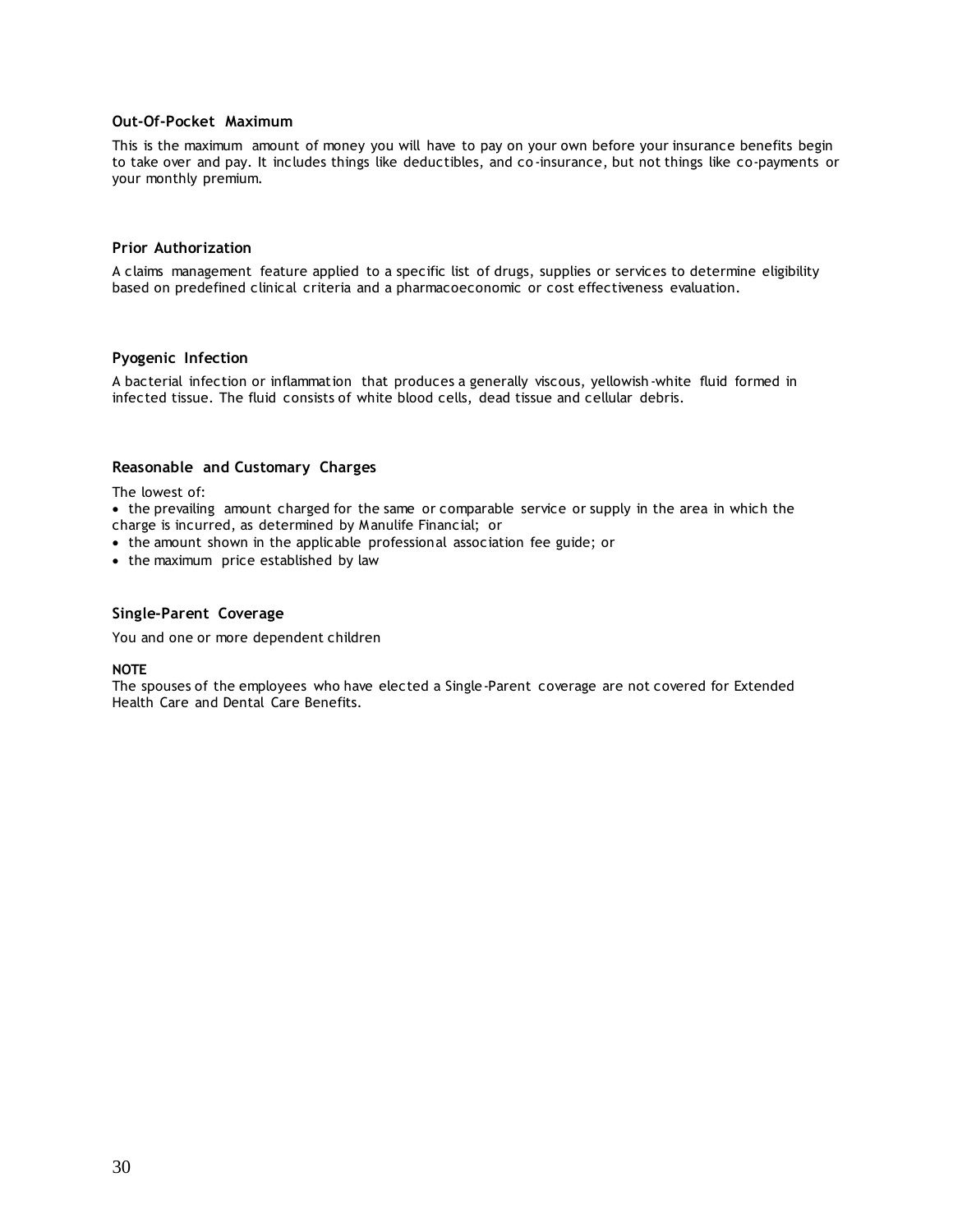### Out-Of-Pocket Maximum

This is the maximum amount of money you will have to pay on your own before your insurance benefits begin to take over and pay. It includes things like deductibles, and co-insurance, but not things like co-payments or your monthly premium.

### Prior Authorization

A claims management feature applied to a specific list of drugs, supplies or services to determine eligibility based on predefined clinical criteria and a pharmacoeconomic or cost effectiveness evaluation.

### Pyogenic Infection

A bacterial infection or inflammation that produces a generally viscous, yellowish-white fluid formed in infected tissue. The fluid consists of white blood cells, dead tissue and cellular debris.

### Reasonable and Customary Charges

The lowest of:

- the prevailing amount charged for the same or comparable service or supply in the area in which the charge is incurred, as determined by Manulife Financial; or
- the amount shown in the applicable professional association fee guide; or
- the maximum price established by law

### Single-Parent Coverage

You and one or more dependent children

**NOTE**
The spouses of the employees who have elected a Single-Parent coverage are not covered for Extended Health Care and Dental Care Benefits.